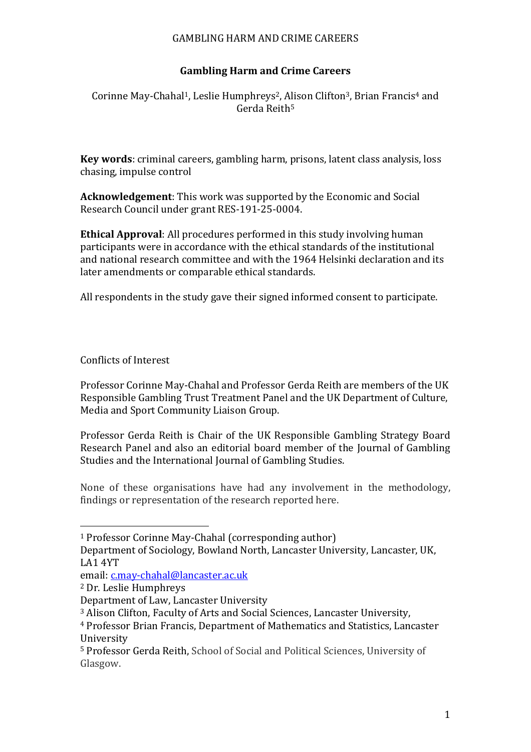# Gambling Harm and Crime Careers

Corinne May-Chahal[1], Leslie Humphreys[2], Alison Clifton[3], Brian Francis[4] and Gerda Reith[5]

**Key words**: criminal careers, gambling harm, prisons, latent class analysis, loss chasing, impulse control

**Acknowledgement**: This work was supported by the Economic and Social Research Council under grant RES-191-25-0004.

**Ethical Approval**: All procedures performed in this study involving human participants were in accordance with the ethical standards of the institutional and national research committee and with the 1964 Helsinki declaration and its later amendments or comparable ethical standards.

All respondents in the study gave their signed informed consent to participate.

Conflicts of Interest

Professor Corinne May-Chahal and Professor Gerda Reith are members of the UK Responsible Gambling Trust Treatment Panel and the UK Department of Culture, Media and Sport Community Liaison Group.

Professor Gerda Reith is Chair of the UK Responsible Gambling Strategy Board Research Panel and also an editorial board member of the Journal of Gambling Studies and the International Journal of Gambling Studies.

None of these organisations have had any involvement in the methodology, findings or representation of the research reported here.

---

[1] Professor Corinne May-Chahal (corresponding author)
Department of Sociology, Bowland North, Lancaster University, Lancaster, UK, LA1 4YT
email: c.may-chahal@lancaster.ac.uk

[2] Dr. Leslie Humphreys
Department of Law, Lancaster University

[3] Alison Clifton, Faculty of Arts and Social Sciences, Lancaster University,

[4] Professor Brian Francis, Department of Mathematics and Statistics, Lancaster University

[5] Professor Gerda Reith, School of Social and Political Sciences, University of Glasgow.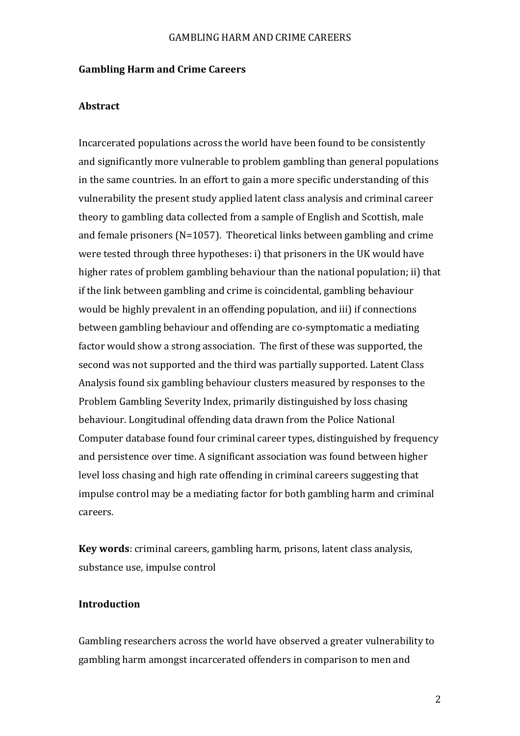**Gambling Harm and Crime Careers**

**Abstract**

Incarcerated populations across the world have been found to be consistently and significantly more vulnerable to problem gambling than general populations in the same countries. In an effort to gain a more specific understanding of this vulnerability the present study applied latent class analysis and criminal career theory to gambling data collected from a sample of English and Scottish, male and female prisoners (N=1057). Theoretical links between gambling and crime were tested through three hypotheses: i) that prisoners in the UK would have higher rates of problem gambling behaviour than the national population; ii) that if the link between gambling and crime is coincidental, gambling behaviour would be highly prevalent in an offending population, and iii) if connections between gambling behaviour and offending are co-symptomatic a mediating factor would show a strong association. The first of these was supported, the second was not supported and the third was partially supported. Latent Class Analysis found six gambling behaviour clusters measured by responses to the Problem Gambling Severity Index, primarily distinguished by loss chasing behaviour. Longitudinal offending data drawn from the Police National Computer database found four criminal career types, distinguished by frequency and persistence over time. A significant association was found between higher level loss chasing and high rate offending in criminal careers suggesting that impulse control may be a mediating factor for both gambling harm and criminal careers.

**Key words**: criminal careers, gambling harm, prisons, latent class analysis, substance use, impulse control

**Introduction**

Gambling researchers across the world have observed a greater vulnerability to gambling harm amongst incarcerated offenders in comparison to men and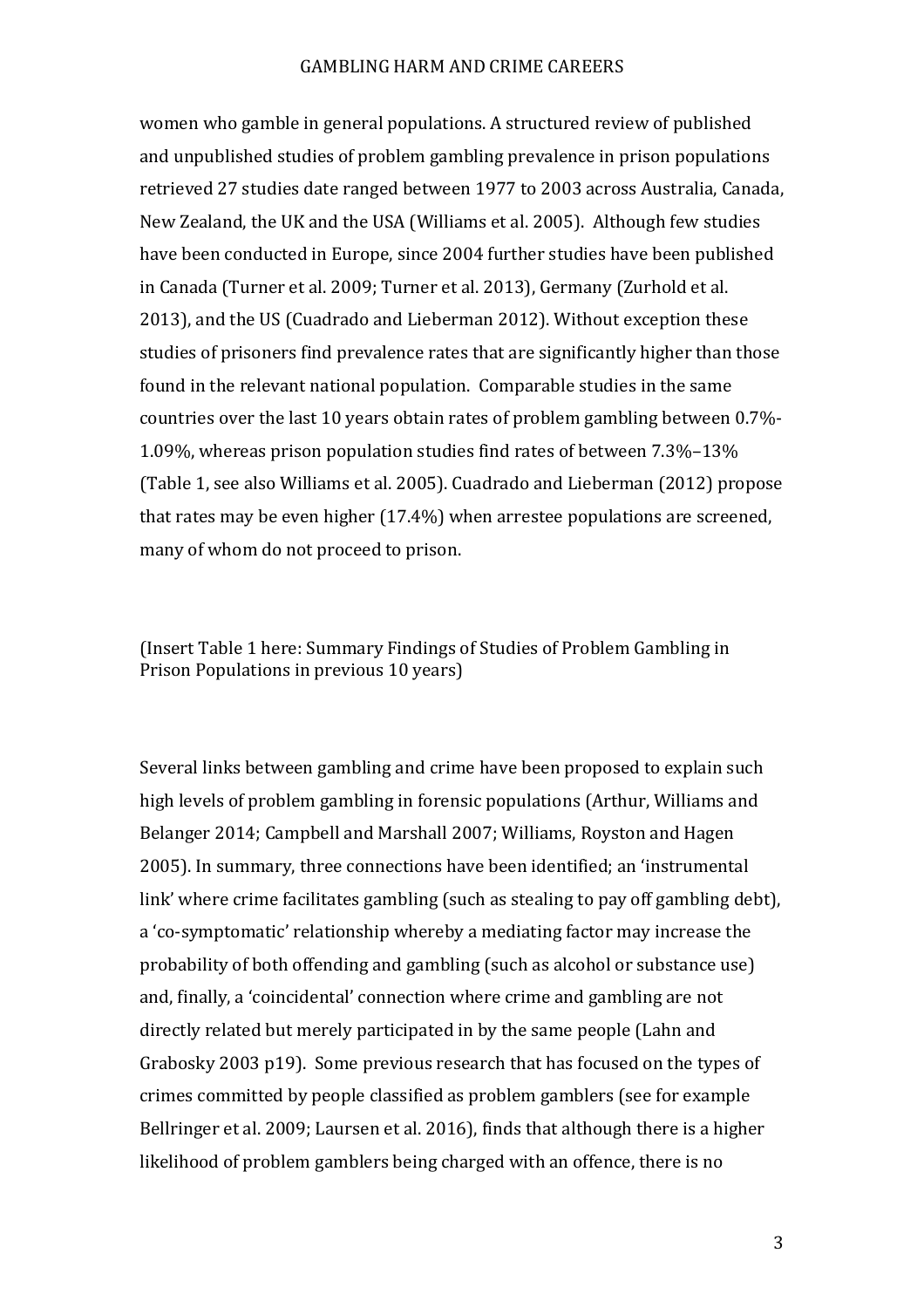women who gamble in general populations. A structured review of published and unpublished studies of problem gambling prevalence in prison populations retrieved 27 studies date ranged between 1977 to 2003 across Australia, Canada, New Zealand, the UK and the USA (Williams et al. 2005). Although few studies have been conducted in Europe, since 2004 further studies have been published in Canada (Turner et al. 2009; Turner et al. 2013), Germany (Zurhold et al. 2013), and the US (Cuadrado and Lieberman 2012). Without exception these studies of prisoners find prevalence rates that are significantly higher than those found in the relevant national population. Comparable studies in the same countries over the last 10 years obtain rates of problem gambling between 0.7%-1.09%, whereas prison population studies find rates of between 7.3%–13% (Table 1, see also Williams et al. 2005). Cuadrado and Lieberman (2012) propose that rates may be even higher (17.4%) when arrestee populations are screened, many of whom do not proceed to prison.

(Insert Table 1 here: Summary Findings of Studies of Problem Gambling in Prison Populations in previous 10 years)

Several links between gambling and crime have been proposed to explain such high levels of problem gambling in forensic populations (Arthur, Williams and Belanger 2014; Campbell and Marshall 2007; Williams, Royston and Hagen 2005). In summary, three connections have been identified; an 'instrumental link' where crime facilitates gambling (such as stealing to pay off gambling debt), a 'co-symptomatic' relationship whereby a mediating factor may increase the probability of both offending and gambling (such as alcohol or substance use) and, finally, a 'coincidental' connection where crime and gambling are not directly related but merely participated in by the same people (Lahn and Grabosky 2003 p19). Some previous research that has focused on the types of crimes committed by people classified as problem gamblers (see for example Bellringer et al. 2009; Laursen et al. 2016), finds that although there is a higher likelihood of problem gamblers being charged with an offence, there is no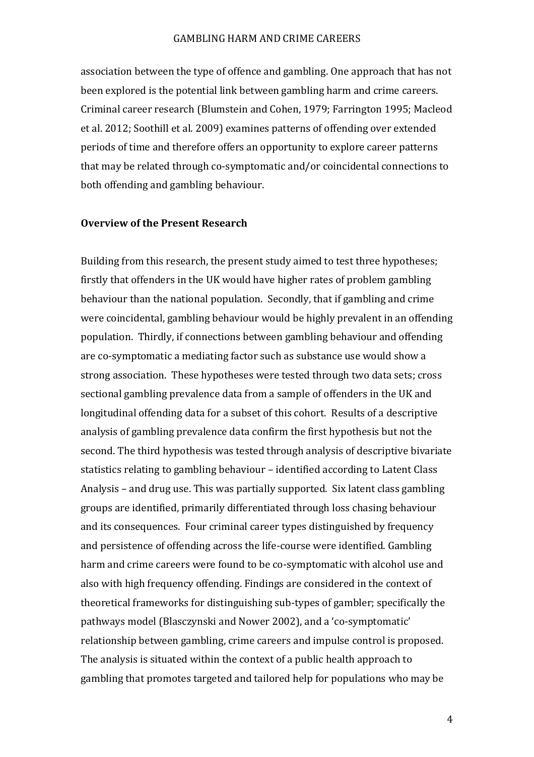association between the type of offence and gambling. One approach that has not been explored is the potential link between gambling harm and crime careers. Criminal career research (Blumstein and Cohen, 1979; Farrington 1995; Macleod et al. 2012; Soothill et al. 2009) examines patterns of offending over extended periods of time and therefore offers an opportunity to explore career patterns that may be related through co-symptomatic and/or coincidental connections to both offending and gambling behaviour.

**Overview of the Present Research**

Building from this research, the present study aimed to test three hypotheses; firstly that offenders in the UK would have higher rates of problem gambling behaviour than the national population. Secondly, that if gambling and crime were coincidental, gambling behaviour would be highly prevalent in an offending population. Thirdly, if connections between gambling behaviour and offending are co-symptomatic a mediating factor such as substance use would show a strong association. These hypotheses were tested through two data sets; cross sectional gambling prevalence data from a sample of offenders in the UK and longitudinal offending data for a subset of this cohort. Results of a descriptive analysis of gambling prevalence data confirm the first hypothesis but not the second. The third hypothesis was tested through analysis of descriptive bivariate statistics relating to gambling behaviour – identified according to Latent Class Analysis – and drug use. This was partially supported. Six latent class gambling groups are identified, primarily differentiated through loss chasing behaviour and its consequences. Four criminal career types distinguished by frequency and persistence of offending across the life-course were identified. Gambling harm and crime careers were found to be co-symptomatic with alcohol use and also with high frequency offending. Findings are considered in the context of theoretical frameworks for distinguishing sub-types of gambler; specifically the pathways model (Blasczynski and Nower 2002), and a 'co-symptomatic' relationship between gambling, crime careers and impulse control is proposed. The analysis is situated within the context of a public health approach to gambling that promotes targeted and tailored help for populations who may be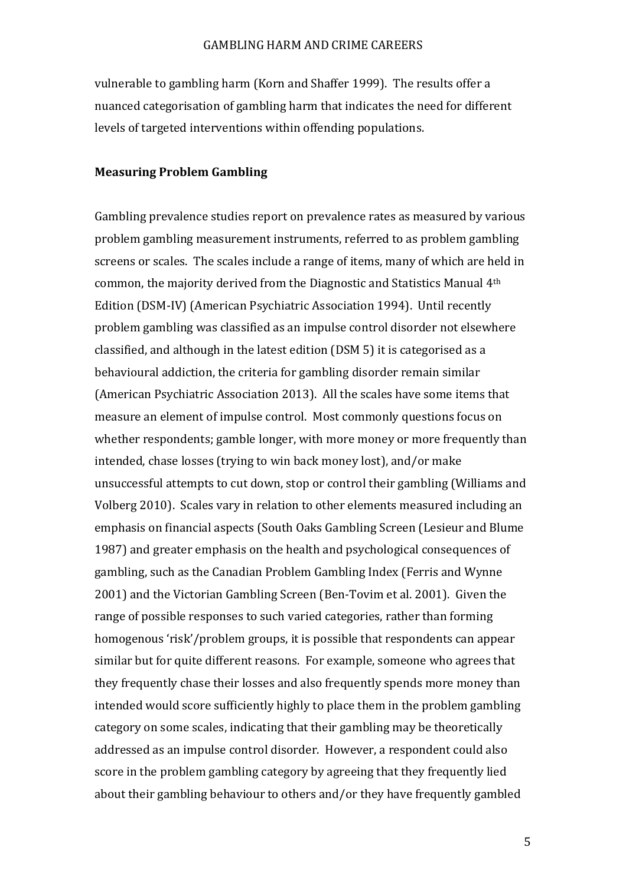vulnerable to gambling harm (Korn and Shaffer 1999). The results offer a nuanced categorisation of gambling harm that indicates the need for different levels of targeted interventions within offending populations.

**Measuring Problem Gambling**

Gambling prevalence studies report on prevalence rates as measured by various problem gambling measurement instruments, referred to as problem gambling screens or scales. The scales include a range of items, many of which are held in common, the majority derived from the Diagnostic and Statistics Manual 4th Edition (DSM-IV) (American Psychiatric Association 1994). Until recently problem gambling was classified as an impulse control disorder not elsewhere classified, and although in the latest edition (DSM 5) it is categorised as a behavioural addiction, the criteria for gambling disorder remain similar (American Psychiatric Association 2013). All the scales have some items that measure an element of impulse control. Most commonly questions focus on whether respondents; gamble longer, with more money or more frequently than intended, chase losses (trying to win back money lost), and/or make unsuccessful attempts to cut down, stop or control their gambling (Williams and Volberg 2010). Scales vary in relation to other elements measured including an emphasis on financial aspects (South Oaks Gambling Screen (Lesieur and Blume 1987) and greater emphasis on the health and psychological consequences of gambling, such as the Canadian Problem Gambling Index (Ferris and Wynne 2001) and the Victorian Gambling Screen (Ben-Tovim et al. 2001). Given the range of possible responses to such varied categories, rather than forming homogenous 'risk'/problem groups, it is possible that respondents can appear similar but for quite different reasons. For example, someone who agrees that they frequently chase their losses and also frequently spends more money than intended would score sufficiently highly to place them in the problem gambling category on some scales, indicating that their gambling may be theoretically addressed as an impulse control disorder. However, a respondent could also score in the problem gambling category by agreeing that they frequently lied about their gambling behaviour to others and/or they have frequently gambled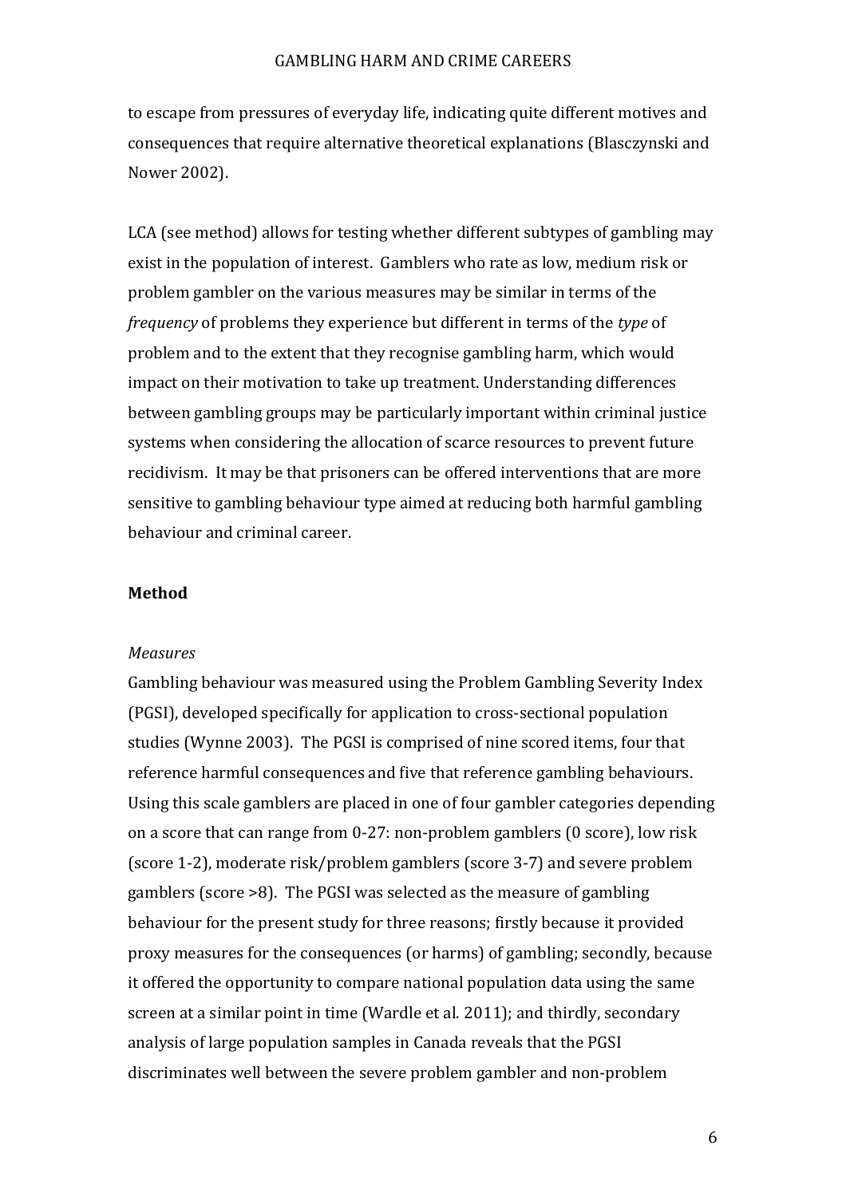to escape from pressures of everyday life, indicating quite different motives and consequences that require alternative theoretical explanations (Blasczynski and Nower 2002).

LCA (see method) allows for testing whether different subtypes of gambling may exist in the population of interest. Gamblers who rate as low, medium risk or problem gambler on the various measures may be similar in terms of the *frequency* of problems they experience but different in terms of the *type* of problem and to the extent that they recognise gambling harm, which would impact on their motivation to take up treatment. Understanding differences between gambling groups may be particularly important within criminal justice systems when considering the allocation of scarce resources to prevent future recidivism. It may be that prisoners can be offered interventions that are more sensitive to gambling behaviour type aimed at reducing both harmful gambling behaviour and criminal career.

## Method

### *Measures*

Gambling behaviour was measured using the Problem Gambling Severity Index (PGSI), developed specifically for application to cross-sectional population studies (Wynne 2003). The PGSI is comprised of nine scored items, four that reference harmful consequences and five that reference gambling behaviours. Using this scale gamblers are placed in one of four gambler categories depending on a score that can range from 0-27: non-problem gamblers (0 score), low risk (score 1-2), moderate risk/problem gamblers (score 3-7) and severe problem gamblers (score >8). The PGSI was selected as the measure of gambling behaviour for the present study for three reasons; firstly because it provided proxy measures for the consequences (or harms) of gambling; secondly, because it offered the opportunity to compare national population data using the same screen at a similar point in time (Wardle et al. 2011); and thirdly, secondary analysis of large population samples in Canada reveals that the PGSI discriminates well between the severe problem gambler and non-problem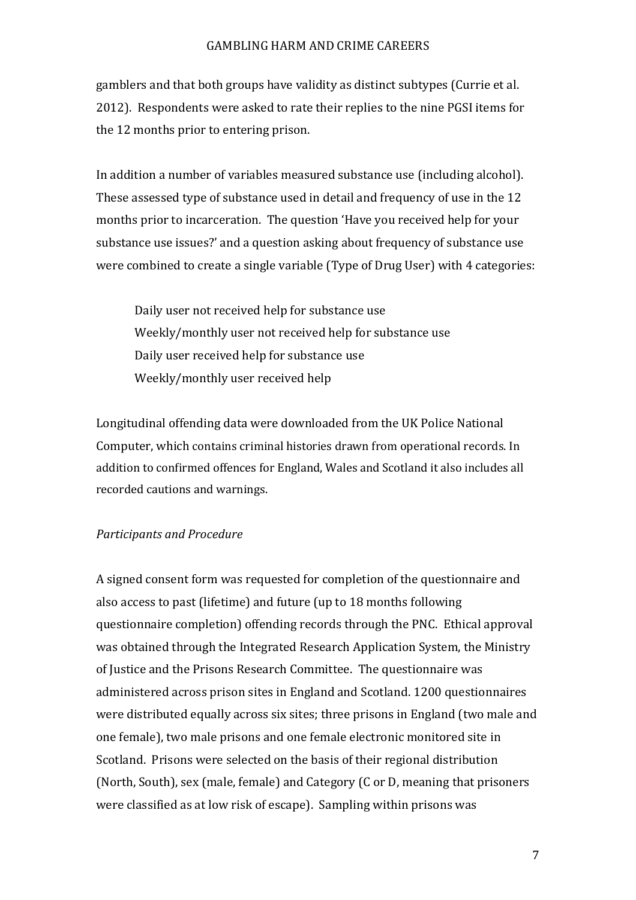gamblers and that both groups have validity as distinct subtypes (Currie et al. 2012). Respondents were asked to rate their replies to the nine PGSI items for the 12 months prior to entering prison.

In addition a number of variables measured substance use (including alcohol). These assessed type of substance used in detail and frequency of use in the 12 months prior to incarceration. The question 'Have you received help for your substance use issues?' and a question asking about frequency of substance use were combined to create a single variable (Type of Drug User) with 4 categories:

Daily user not received help for substance use
Weekly/monthly user not received help for substance use
Daily user received help for substance use
Weekly/monthly user received help

Longitudinal offending data were downloaded from the UK Police National Computer, which contains criminal histories drawn from operational records. In addition to confirmed offences for England, Wales and Scotland it also includes all recorded cautions and warnings.

*Participants and Procedure*

A signed consent form was requested for completion of the questionnaire and also access to past (lifetime) and future (up to 18 months following questionnaire completion) offending records through the PNC. Ethical approval was obtained through the Integrated Research Application System, the Ministry of Justice and the Prisons Research Committee. The questionnaire was administered across prison sites in England and Scotland. 1200 questionnaires were distributed equally across six sites; three prisons in England (two male and one female), two male prisons and one female electronic monitored site in Scotland. Prisons were selected on the basis of their regional distribution (North, South), sex (male, female) and Category (C or D, meaning that prisoners were classified as at low risk of escape). Sampling within prisons was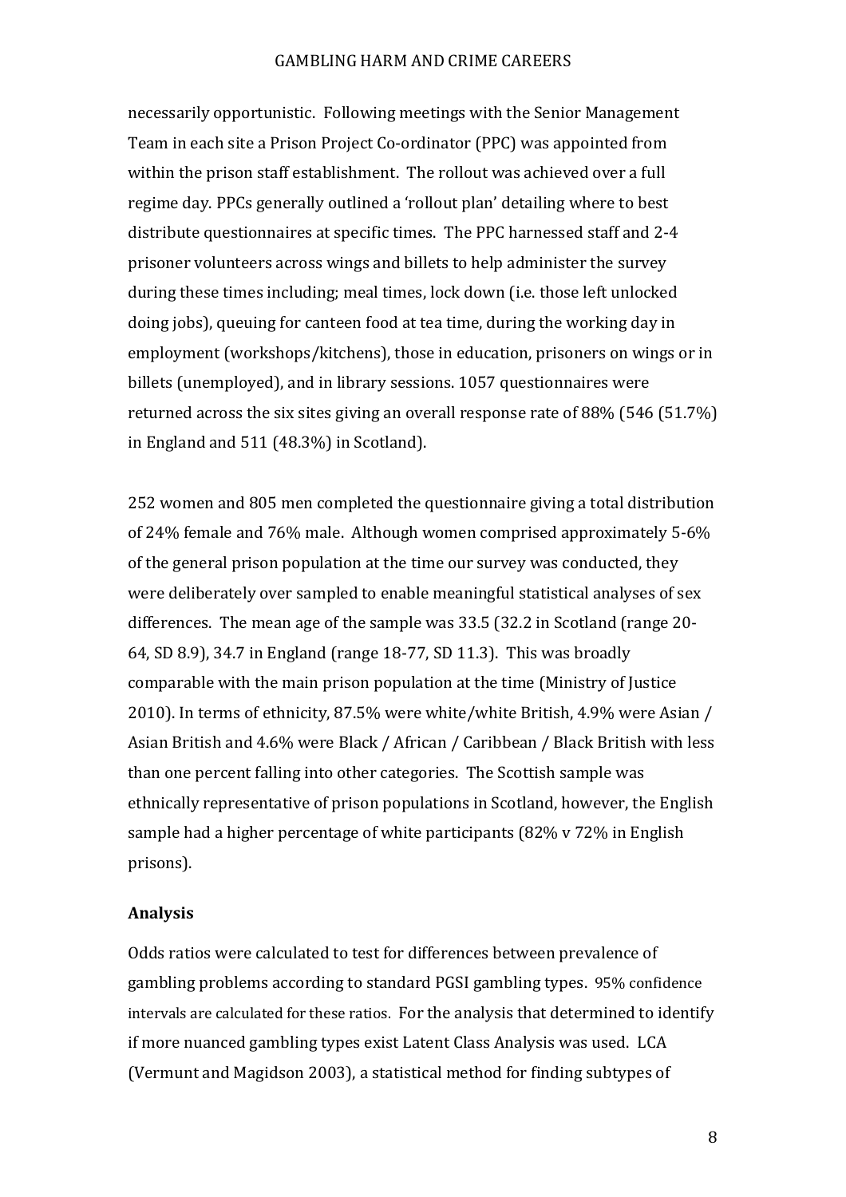necessarily opportunistic. Following meetings with the Senior Management Team in each site a Prison Project Co-ordinator (PPC) was appointed from within the prison staff establishment. The rollout was achieved over a full regime day. PPCs generally outlined a 'rollout plan' detailing where to best distribute questionnaires at specific times. The PPC harnessed staff and 2-4 prisoner volunteers across wings and billets to help administer the survey during these times including; meal times, lock down (i.e. those left unlocked doing jobs), queuing for canteen food at tea time, during the working day in employment (workshops/kitchens), those in education, prisoners on wings or in billets (unemployed), and in library sessions. 1057 questionnaires were returned across the six sites giving an overall response rate of 88% (546 (51.7%) in England and 511 (48.3%) in Scotland).

252 women and 805 men completed the questionnaire giving a total distribution of 24% female and 76% male. Although women comprised approximately 5-6% of the general prison population at the time our survey was conducted, they were deliberately over sampled to enable meaningful statistical analyses of sex differences. The mean age of the sample was 33.5 (32.2 in Scotland (range 20-64, SD 8.9), 34.7 in England (range 18-77, SD 11.3). This was broadly comparable with the main prison population at the time (Ministry of Justice 2010). In terms of ethnicity, 87.5% were white/white British, 4.9% were Asian / Asian British and 4.6% were Black / African / Caribbean / Black British with less than one percent falling into other categories. The Scottish sample was ethnically representative of prison populations in Scotland, however, the English sample had a higher percentage of white participants (82% v 72% in English prisons).

**Analysis**

Odds ratios were calculated to test for differences between prevalence of gambling problems according to standard PGSI gambling types. 95% confidence intervals are calculated for these ratios. For the analysis that determined to identify if more nuanced gambling types exist Latent Class Analysis was used. LCA (Vermunt and Magidson 2003), a statistical method for finding subtypes of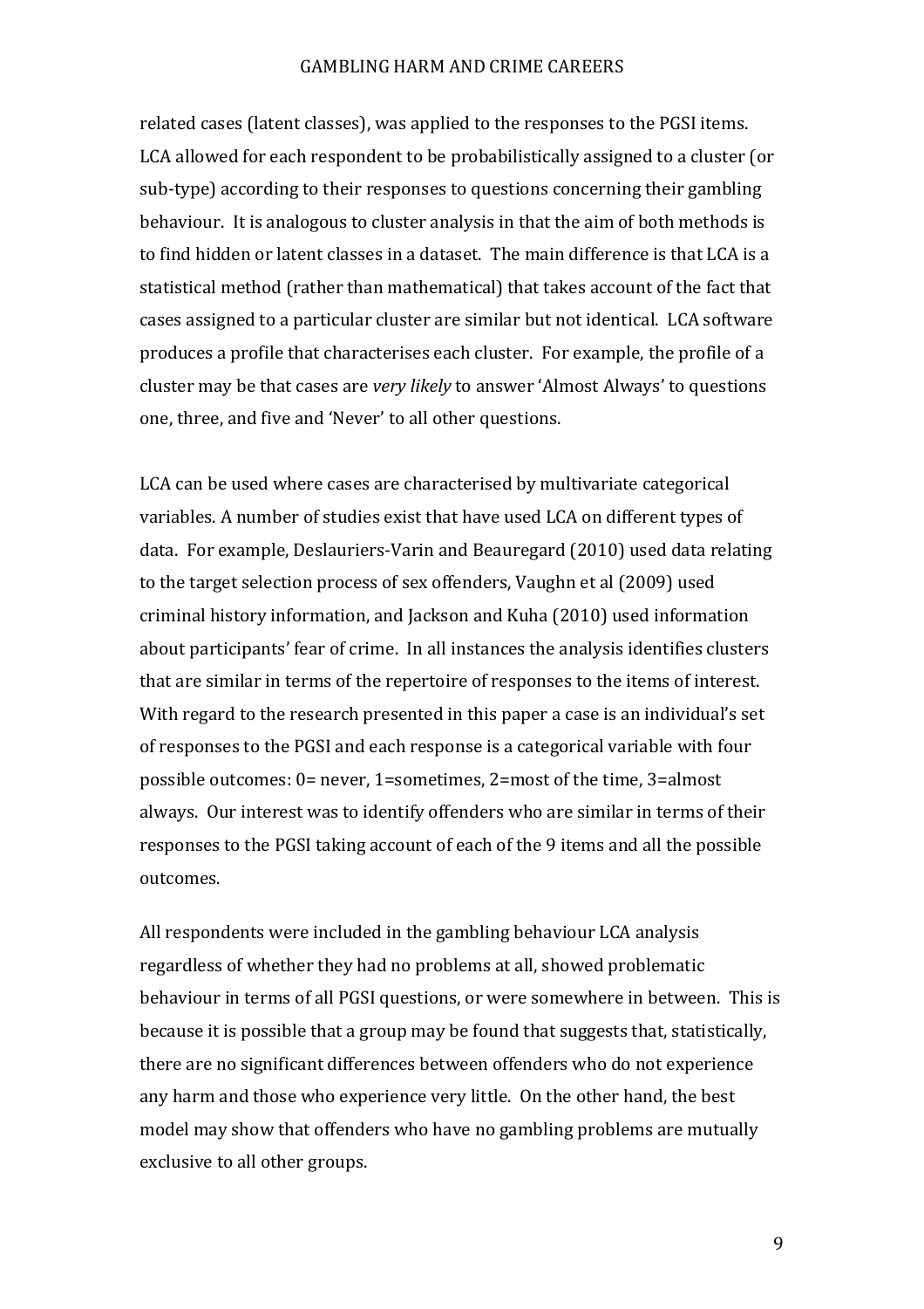related cases (latent classes), was applied to the responses to the PGSI items. LCA allowed for each respondent to be probabilistically assigned to a cluster (or sub-type) according to their responses to questions concerning their gambling behaviour. It is analogous to cluster analysis in that the aim of both methods is to find hidden or latent classes in a dataset. The main difference is that LCA is a statistical method (rather than mathematical) that takes account of the fact that cases assigned to a particular cluster are similar but not identical. LCA software produces a profile that characterises each cluster. For example, the profile of a cluster may be that cases are *very likely* to answer 'Almost Always' to questions one, three, and five and 'Never' to all other questions.

LCA can be used where cases are characterised by multivariate categorical variables. A number of studies exist that have used LCA on different types of data. For example, Deslauriers-Varin and Beauregard (2010) used data relating to the target selection process of sex offenders, Vaughn et al (2009) used criminal history information, and Jackson and Kuha (2010) used information about participants' fear of crime. In all instances the analysis identifies clusters that are similar in terms of the repertoire of responses to the items of interest. With regard to the research presented in this paper a case is an individual's set of responses to the PGSI and each response is a categorical variable with four possible outcomes: 0= never, 1=sometimes, 2=most of the time, 3=almost always. Our interest was to identify offenders who are similar in terms of their responses to the PGSI taking account of each of the 9 items and all the possible outcomes.

All respondents were included in the gambling behaviour LCA analysis regardless of whether they had no problems at all, showed problematic behaviour in terms of all PGSI questions, or were somewhere in between. This is because it is possible that a group may be found that suggests that, statistically, there are no significant differences between offenders who do not experience any harm and those who experience very little. On the other hand, the best model may show that offenders who have no gambling problems are mutually exclusive to all other groups.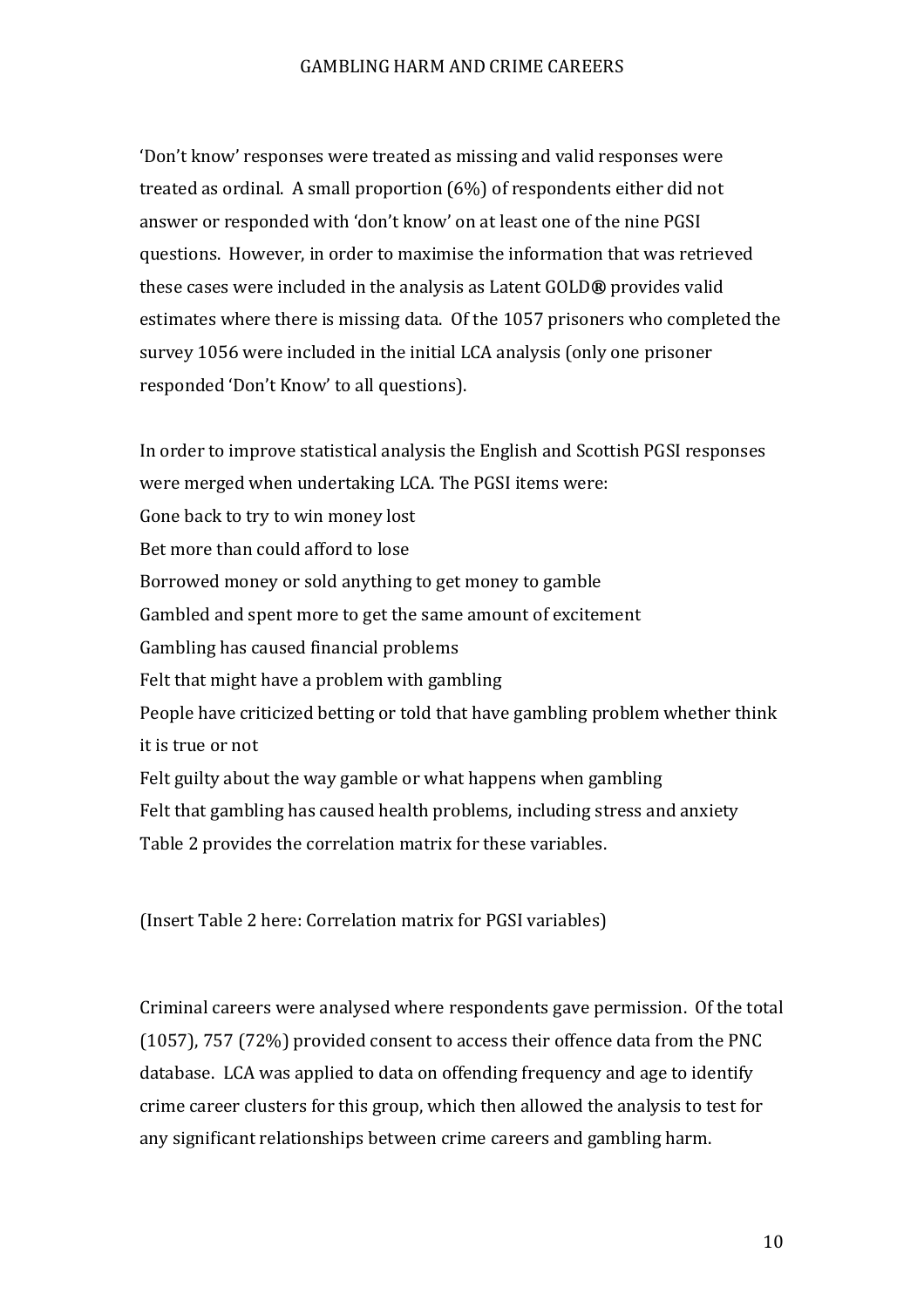'Don't know' responses were treated as missing and valid responses were treated as ordinal. A small proportion (6%) of respondents either did not answer or responded with 'don't know' on at least one of the nine PGSI questions. However, in order to maximise the information that was retrieved these cases were included in the analysis as Latent GOLD® provides valid estimates where there is missing data. Of the 1057 prisoners who completed the survey 1056 were included in the initial LCA analysis (only one prisoner responded 'Don't Know' to all questions).

In order to improve statistical analysis the English and Scottish PGSI responses were merged when undertaking LCA. The PGSI items were:

Gone back to try to win money lost

Bet more than could afford to lose

Borrowed money or sold anything to get money to gamble

Gambled and spent more to get the same amount of excitement

Gambling has caused financial problems

Felt that might have a problem with gambling

People have criticized betting or told that have gambling problem whether think it is true or not

Felt guilty about the way gamble or what happens when gambling

Felt that gambling has caused health problems, including stress and anxiety

Table 2 provides the correlation matrix for these variables.

(Insert Table 2 here: Correlation matrix for PGSI variables)

Criminal careers were analysed where respondents gave permission. Of the total (1057), 757 (72%) provided consent to access their offence data from the PNC database. LCA was applied to data on offending frequency and age to identify crime career clusters for this group, which then allowed the analysis to test for any significant relationships between crime careers and gambling harm.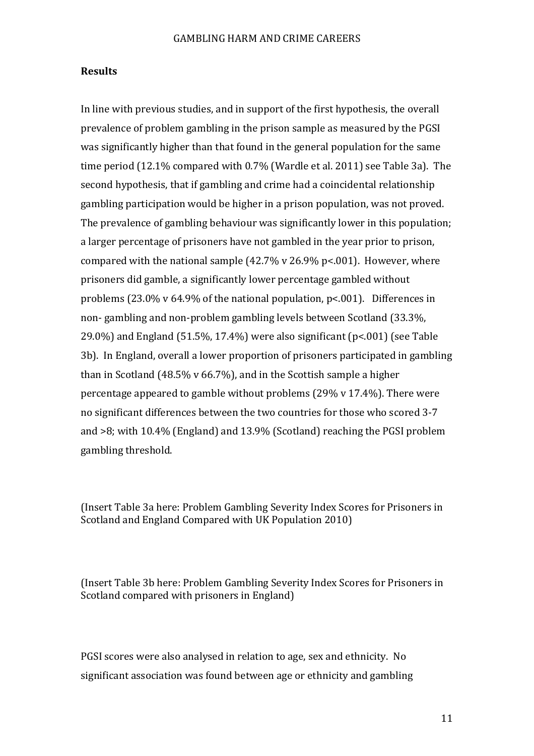## Results

In line with previous studies, and in support of the first hypothesis, the overall prevalence of problem gambling in the prison sample as measured by the PGSI was significantly higher than that found in the general population for the same time period (12.1% compared with 0.7% (Wardle et al. 2011) see Table 3a). The second hypothesis, that if gambling and crime had a coincidental relationship gambling participation would be higher in a prison population, was not proved. The prevalence of gambling behaviour was significantly lower in this population; a larger percentage of prisoners have not gambled in the year prior to prison, compared with the national sample (42.7% v 26.9% $p<.001$). However, where prisoners did gamble, a significantly lower percentage gambled without problems (23.0% v 64.9% of the national population, $p<.001$). Differences in non- gambling and non-problem gambling levels between Scotland (33.3%, 29.0%) and England (51.5%, 17.4%) were also significant ($p<.001$) (see Table 3b). In England, overall a lower proportion of prisoners participated in gambling than in Scotland (48.5% v 66.7%), and in the Scottish sample a higher percentage appeared to gamble without problems (29% v 17.4%). There were no significant differences between the two countries for those who scored 3-7 and >8; with 10.4% (England) and 13.9% (Scotland) reaching the PGSI problem gambling threshold.

(Insert Table 3a here: Problem Gambling Severity Index Scores for Prisoners in Scotland and England Compared with UK Population 2010)

(Insert Table 3b here: Problem Gambling Severity Index Scores for Prisoners in Scotland compared with prisoners in England)

PGSI scores were also analysed in relation to age, sex and ethnicity. No significant association was found between age or ethnicity and gambling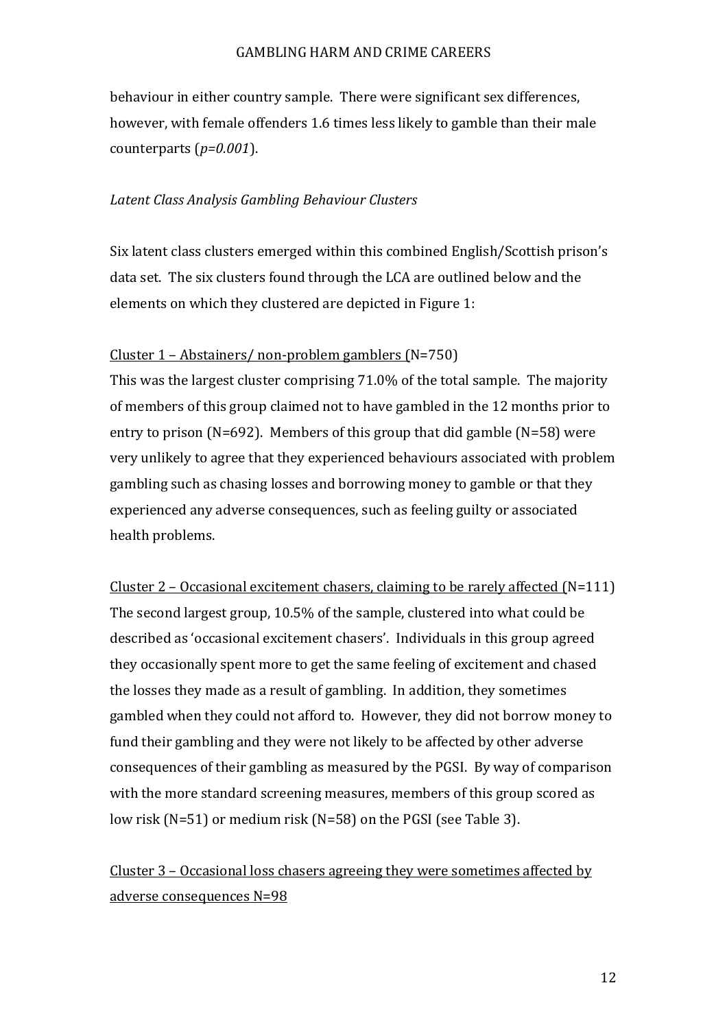behaviour in either country sample. There were significant sex differences, however, with female offenders 1.6 times less likely to gamble than their male counterparts (*p=0.001*).

*Latent Class Analysis Gambling Behaviour Clusters*

Six latent class clusters emerged within this combined English/Scottish prison's data set. The six clusters found through the LCA are outlined below and the elements on which they clustered are depicted in Figure 1:

<u>Cluster 1 – Abstainers/ non-problem gamblers (</u>N=750)

This was the largest cluster comprising 71.0% of the total sample. The majority of members of this group claimed not to have gambled in the 12 months prior to entry to prison (N=692). Members of this group that did gamble (N=58) were very unlikely to agree that they experienced behaviours associated with problem gambling such as chasing losses and borrowing money to gamble or that they experienced any adverse consequences, such as feeling guilty or associated health problems.

<u>Cluster 2 – Occasional excitement chasers, claiming to be rarely affected (</u>N=111)

The second largest group, 10.5% of the sample, clustered into what could be described as 'occasional excitement chasers'. Individuals in this group agreed they occasionally spent more to get the same feeling of excitement and chased the losses they made as a result of gambling. In addition, they sometimes gambled when they could not afford to. However, they did not borrow money to fund their gambling and they were not likely to be affected by other adverse consequences of their gambling as measured by the PGSI. By way of comparison with the more standard screening measures, members of this group scored as low risk (N=51) or medium risk (N=58) on the PGSI (see Table 3).

<u>Cluster 3 – Occasional loss chasers agreeing they were sometimes affected by adverse consequences N=98</u>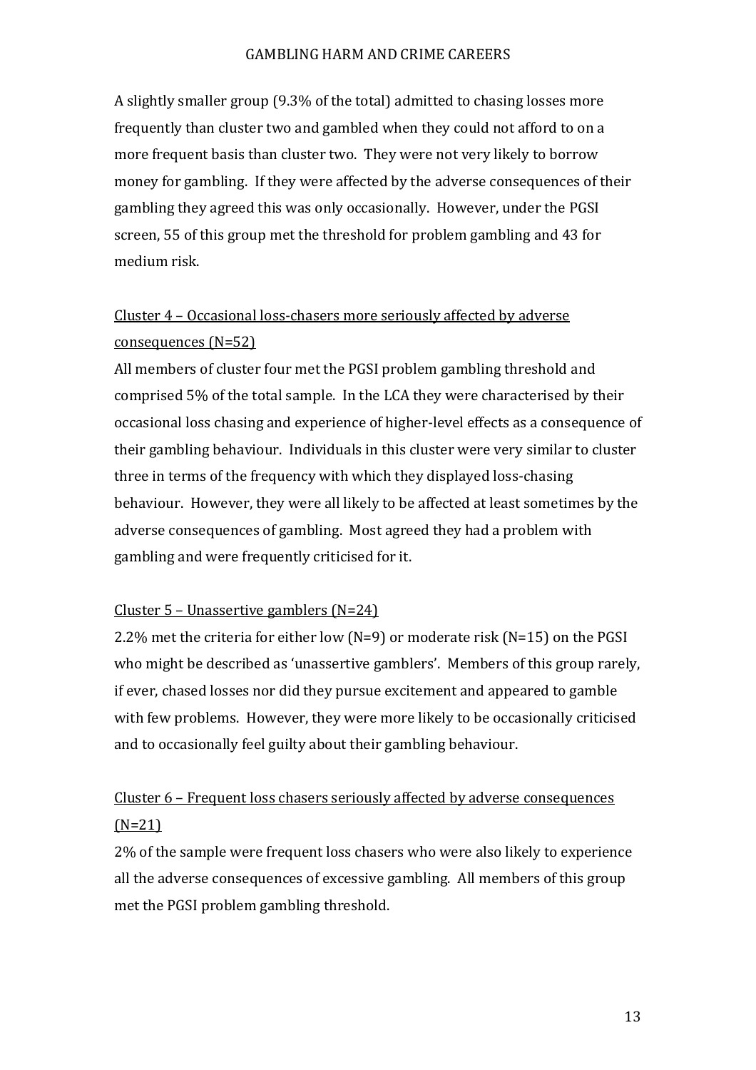A slightly smaller group (9.3% of the total) admitted to chasing losses more frequently than cluster two and gambled when they could not afford to on a more frequent basis than cluster two. They were not very likely to borrow money for gambling. If they were affected by the adverse consequences of their gambling they agreed this was only occasionally. However, under the PGSI screen, 55 of this group met the threshold for problem gambling and 43 for medium risk.

<u>Cluster 4 – Occasional loss-chasers more seriously affected by adverse consequences (N=52)</u>

All members of cluster four met the PGSI problem gambling threshold and comprised 5% of the total sample. In the LCA they were characterised by their occasional loss chasing and experience of higher-level effects as a consequence of their gambling behaviour. Individuals in this cluster were very similar to cluster three in terms of the frequency with which they displayed loss-chasing behaviour. However, they were all likely to be affected at least sometimes by the adverse consequences of gambling. Most agreed they had a problem with gambling and were frequently criticised for it.

<u>Cluster 5 – Unassertive gamblers (N=24)</u>

2.2% met the criteria for either low (N=9) or moderate risk (N=15) on the PGSI who might be described as 'unassertive gamblers'. Members of this group rarely, if ever, chased losses nor did they pursue excitement and appeared to gamble with few problems. However, they were more likely to be occasionally criticised and to occasionally feel guilty about their gambling behaviour.

<u>Cluster 6 – Frequent loss chasers seriously affected by adverse consequences (N=21)</u>

2% of the sample were frequent loss chasers who were also likely to experience all the adverse consequences of excessive gambling. All members of this group met the PGSI problem gambling threshold.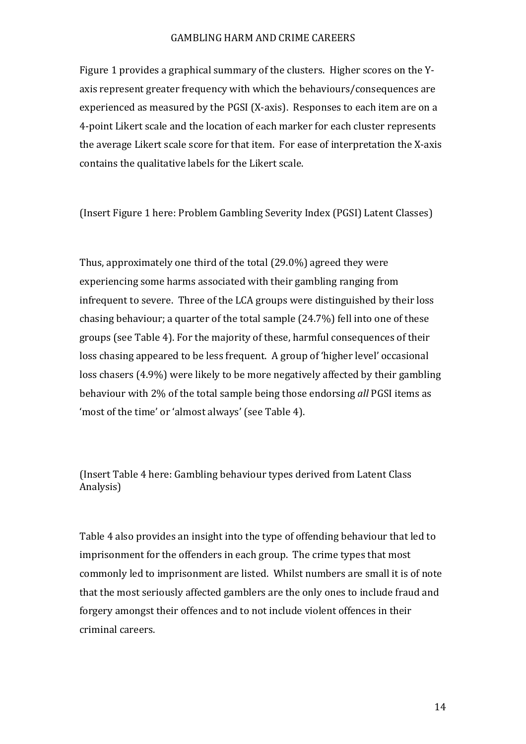Figure 1 provides a graphical summary of the clusters. Higher scores on the Y-axis represent greater frequency with which the behaviours/consequences are experienced as measured by the PGSI (X-axis). Responses to each item are on a 4-point Likert scale and the location of each marker for each cluster represents the average Likert scale score for that item. For ease of interpretation the X-axis contains the qualitative labels for the Likert scale.

(Insert Figure 1 here: Problem Gambling Severity Index (PGSI) Latent Classes)

Thus, approximately one third of the total (29.0%) agreed they were experiencing some harms associated with their gambling ranging from infrequent to severe. Three of the LCA groups were distinguished by their loss chasing behaviour; a quarter of the total sample (24.7%) fell into one of these groups (see Table 4). For the majority of these, harmful consequences of their loss chasing appeared to be less frequent. A group of 'higher level' occasional loss chasers (4.9%) were likely to be more negatively affected by their gambling behaviour with 2% of the total sample being those endorsing *all* PGSI items as 'most of the time' or 'almost always' (see Table 4).

(Insert Table 4 here: Gambling behaviour types derived from Latent Class Analysis)

Table 4 also provides an insight into the type of offending behaviour that led to imprisonment for the offenders in each group. The crime types that most commonly led to imprisonment are listed. Whilst numbers are small it is of note that the most seriously affected gamblers are the only ones to include fraud and forgery amongst their offences and to not include violent offences in their criminal careers.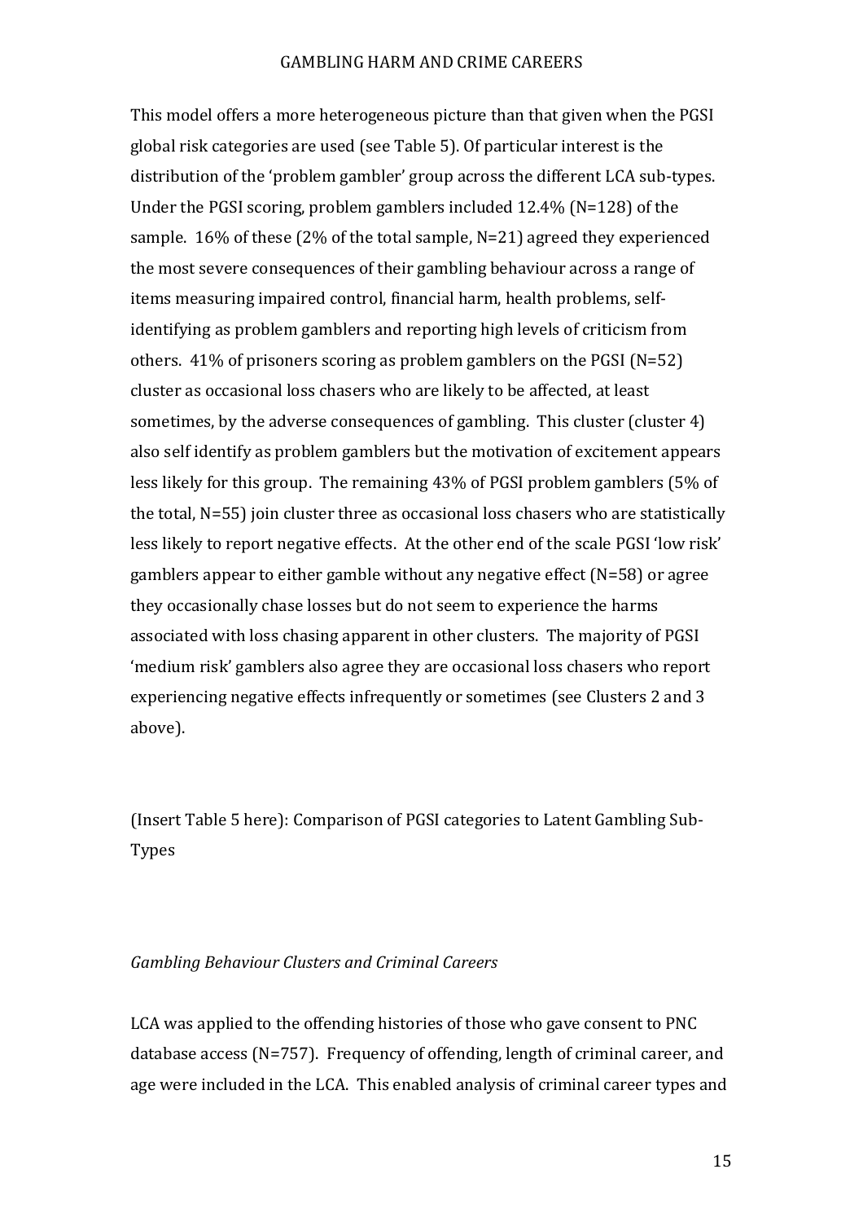This model offers a more heterogeneous picture than that given when the PGSI global risk categories are used (see Table 5). Of particular interest is the distribution of the 'problem gambler' group across the different LCA sub-types. Under the PGSI scoring, problem gamblers included 12.4% (N=128) of the sample. 16% of these (2% of the total sample, N=21) agreed they experienced the most severe consequences of their gambling behaviour across a range of items measuring impaired control, financial harm, health problems, self-identifying as problem gamblers and reporting high levels of criticism from others. 41% of prisoners scoring as problem gamblers on the PGSI (N=52) cluster as occasional loss chasers who are likely to be affected, at least sometimes, by the adverse consequences of gambling. This cluster (cluster 4) also self identify as problem gamblers but the motivation of excitement appears less likely for this group. The remaining 43% of PGSI problem gamblers (5% of the total, N=55) join cluster three as occasional loss chasers who are statistically less likely to report negative effects. At the other end of the scale PGSI 'low risk' gamblers appear to either gamble without any negative effect (N=58) or agree they occasionally chase losses but do not seem to experience the harms associated with loss chasing apparent in other clusters. The majority of PGSI 'medium risk' gamblers also agree they are occasional loss chasers who report experiencing negative effects infrequently or sometimes (see Clusters 2 and 3 above).

(Insert Table 5 here): Comparison of PGSI categories to Latent Gambling Sub-Types

*Gambling Behaviour Clusters and Criminal Careers*

LCA was applied to the offending histories of those who gave consent to PNC database access (N=757). Frequency of offending, length of criminal career, and age were included in the LCA. This enabled analysis of criminal career types and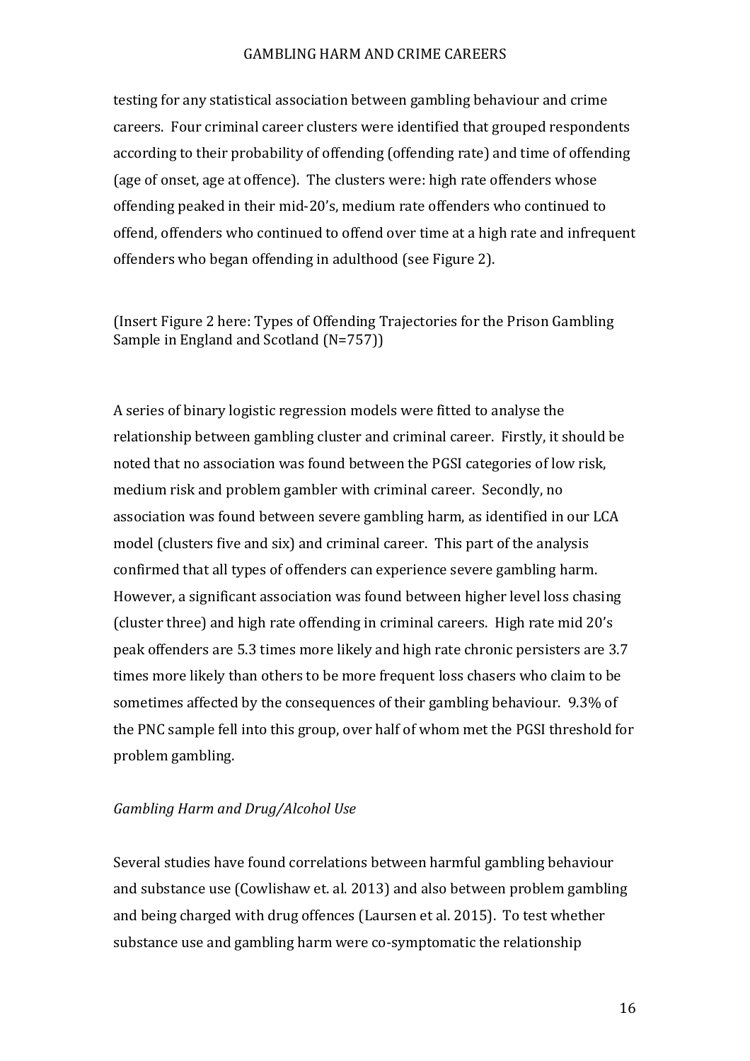testing for any statistical association between gambling behaviour and crime careers. Four criminal career clusters were identified that grouped respondents according to their probability of offending (offending rate) and time of offending (age of onset, age at offence). The clusters were: high rate offenders whose offending peaked in their mid-20's, medium rate offenders who continued to offend, offenders who continued to offend over time at a high rate and infrequent offenders who began offending in adulthood (see Figure 2).

(Insert Figure 2 here: Types of Offending Trajectories for the Prison Gambling Sample in England and Scotland (N=757))

A series of binary logistic regression models were fitted to analyse the relationship between gambling cluster and criminal career. Firstly, it should be noted that no association was found between the PGSI categories of low risk, medium risk and problem gambler with criminal career. Secondly, no association was found between severe gambling harm, as identified in our LCA model (clusters five and six) and criminal career. This part of the analysis confirmed that all types of offenders can experience severe gambling harm. However, a significant association was found between higher level loss chasing (cluster three) and high rate offending in criminal careers. High rate mid 20's peak offenders are 5.3 times more likely and high rate chronic persisters are 3.7 times more likely than others to be more frequent loss chasers who claim to be sometimes affected by the consequences of their gambling behaviour. 9.3% of the PNC sample fell into this group, over half of whom met the PGSI threshold for problem gambling.

*Gambling Harm and Drug/Alcohol Use*

Several studies have found correlations between harmful gambling behaviour and substance use (Cowlishaw et. al. 2013) and also between problem gambling and being charged with drug offences (Laursen et al. 2015). To test whether substance use and gambling harm were co-symptomatic the relationship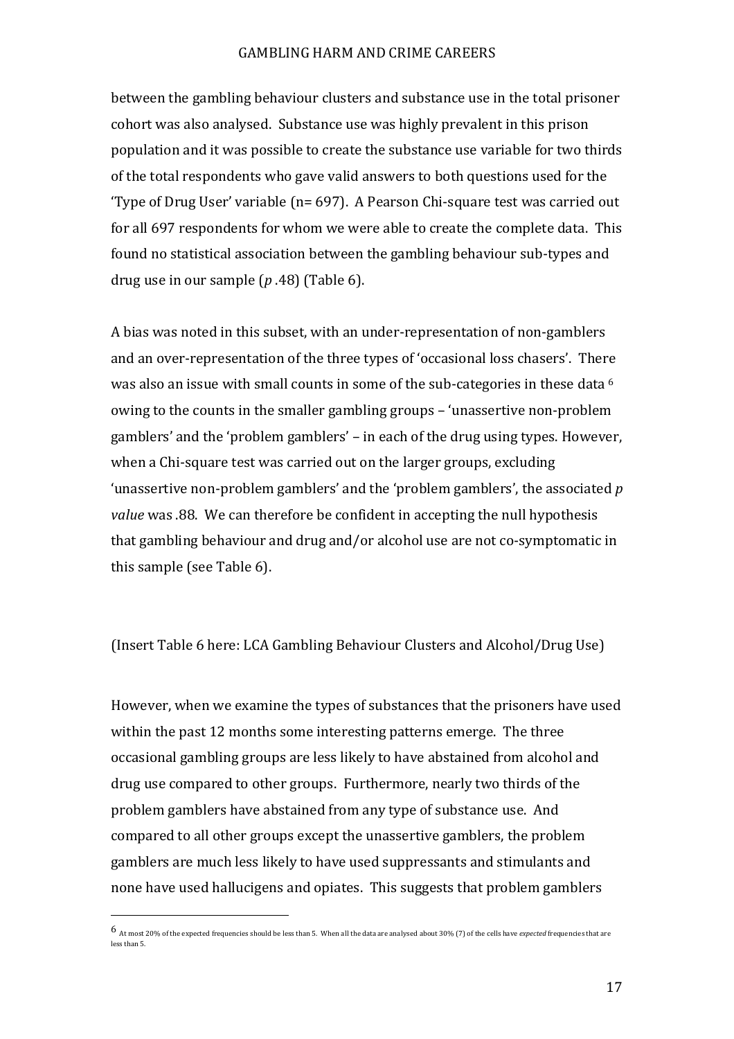between the gambling behaviour clusters and substance use in the total prisoner cohort was also analysed. Substance use was highly prevalent in this prison population and it was possible to create the substance use variable for two thirds of the total respondents who gave valid answers to both questions used for the 'Type of Drug User' variable (n= 697). A Pearson Chi-square test was carried out for all 697 respondents for whom we were able to create the complete data. This found no statistical association between the gambling behaviour sub-types and drug use in our sample (*p* .48) (Table 6).

A bias was noted in this subset, with an under-representation of non-gamblers and an over-representation of the three types of 'occasional loss chasers'. There was also an issue with small counts in some of the sub-categories in these data [6] owing to the counts in the smaller gambling groups – 'unassertive non-problem gamblers' and the 'problem gamblers' – in each of the drug using types. However, when a Chi-square test was carried out on the larger groups, excluding 'unassertive non-problem gamblers' and the 'problem gamblers', the associated *p value* was .88. We can therefore be confident in accepting the null hypothesis that gambling behaviour and drug and/or alcohol use are not co-symptomatic in this sample (see Table 6).

(Insert Table 6 here: LCA Gambling Behaviour Clusters and Alcohol/Drug Use)

However, when we examine the types of substances that the prisoners have used within the past 12 months some interesting patterns emerge. The three occasional gambling groups are less likely to have abstained from alcohol and drug use compared to other groups. Furthermore, nearly two thirds of the problem gamblers have abstained from any type of substance use. And compared to all other groups except the unassertive gamblers, the problem gamblers are much less likely to have used suppressants and stimulants and none have used hallucigens and opiates. This suggests that problem gamblers

[6] At most 20% of the expected frequencies should be less than 5. When all the data are analysed about 30% (7) of the cells have *expected* frequencies that are less than 5.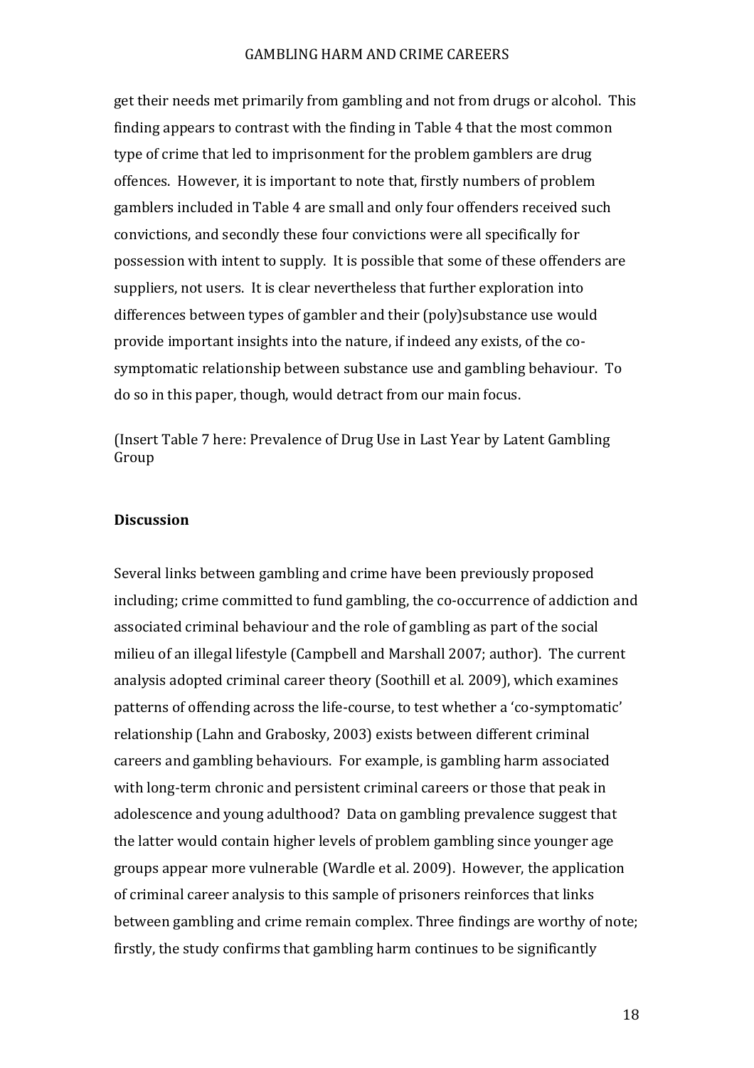get their needs met primarily from gambling and not from drugs or alcohol. This finding appears to contrast with the finding in Table 4 that the most common type of crime that led to imprisonment for the problem gamblers are drug offences. However, it is important to note that, firstly numbers of problem gamblers included in Table 4 are small and only four offenders received such convictions, and secondly these four convictions were all specifically for possession with intent to supply. It is possible that some of these offenders are suppliers, not users. It is clear nevertheless that further exploration into differences between types of gambler and their (poly)substance use would provide important insights into the nature, if indeed any exists, of the co-symptomatic relationship between substance use and gambling behaviour. To do so in this paper, though, would detract from our main focus.

(Insert Table 7 here: Prevalence of Drug Use in Last Year by Latent Gambling Group

## Discussion

Several links between gambling and crime have been previously proposed including; crime committed to fund gambling, the co-occurrence of addiction and associated criminal behaviour and the role of gambling as part of the social milieu of an illegal lifestyle (Campbell and Marshall 2007; author). The current analysis adopted criminal career theory (Soothill et al. 2009), which examines patterns of offending across the life-course, to test whether a 'co-symptomatic' relationship (Lahn and Grabosky, 2003) exists between different criminal careers and gambling behaviours. For example, is gambling harm associated with long-term chronic and persistent criminal careers or those that peak in adolescence and young adulthood? Data on gambling prevalence suggest that the latter would contain higher levels of problem gambling since younger age groups appear more vulnerable (Wardle et al. 2009). However, the application of criminal career analysis to this sample of prisoners reinforces that links between gambling and crime remain complex. Three findings are worthy of note; firstly, the study confirms that gambling harm continues to be significantly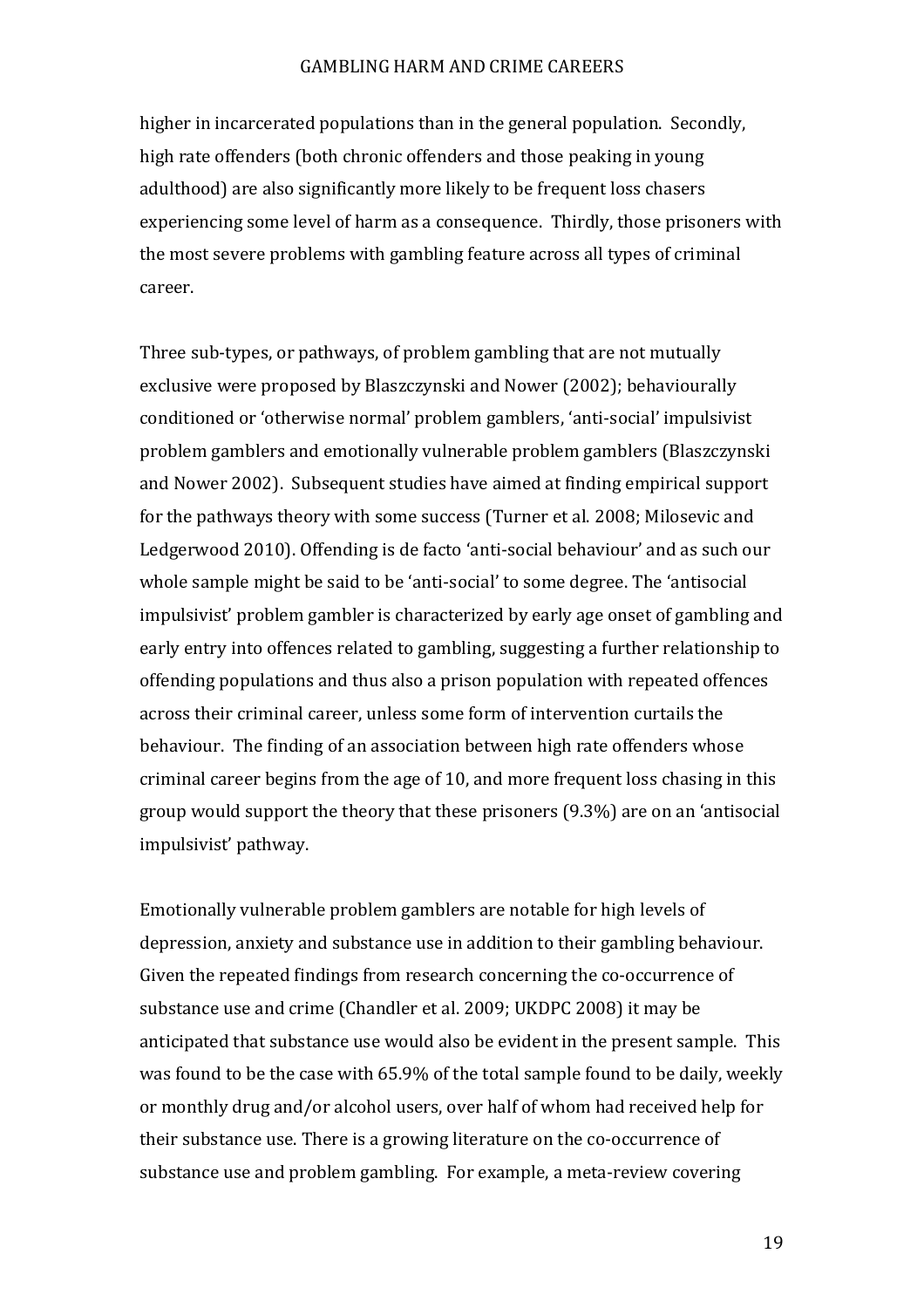higher in incarcerated populations than in the general population. Secondly, high rate offenders (both chronic offenders and those peaking in young adulthood) are also significantly more likely to be frequent loss chasers experiencing some level of harm as a consequence. Thirdly, those prisoners with the most severe problems with gambling feature across all types of criminal career.

Three sub-types, or pathways, of problem gambling that are not mutually exclusive were proposed by Blaszczynski and Nower (2002); behaviourally conditioned or 'otherwise normal' problem gamblers, 'anti-social' impulsivist problem gamblers and emotionally vulnerable problem gamblers (Blaszczynski and Nower 2002). Subsequent studies have aimed at finding empirical support for the pathways theory with some success (Turner et al. 2008; Milosevic and Ledgerwood 2010). Offending is de facto 'anti-social behaviour' and as such our whole sample might be said to be 'anti-social' to some degree. The 'antisocial impulsivist' problem gambler is characterized by early age onset of gambling and early entry into offences related to gambling, suggesting a further relationship to offending populations and thus also a prison population with repeated offences across their criminal career, unless some form of intervention curtails the behaviour. The finding of an association between high rate offenders whose criminal career begins from the age of 10, and more frequent loss chasing in this group would support the theory that these prisoners (9.3%) are on an 'antisocial impulsivist' pathway.

Emotionally vulnerable problem gamblers are notable for high levels of depression, anxiety and substance use in addition to their gambling behaviour. Given the repeated findings from research concerning the co-occurrence of substance use and crime (Chandler et al. 2009; UKDPC 2008) it may be anticipated that substance use would also be evident in the present sample. This was found to be the case with 65.9% of the total sample found to be daily, weekly or monthly drug and/or alcohol users, over half of whom had received help for their substance use. There is a growing literature on the co-occurrence of substance use and problem gambling. For example, a meta-review covering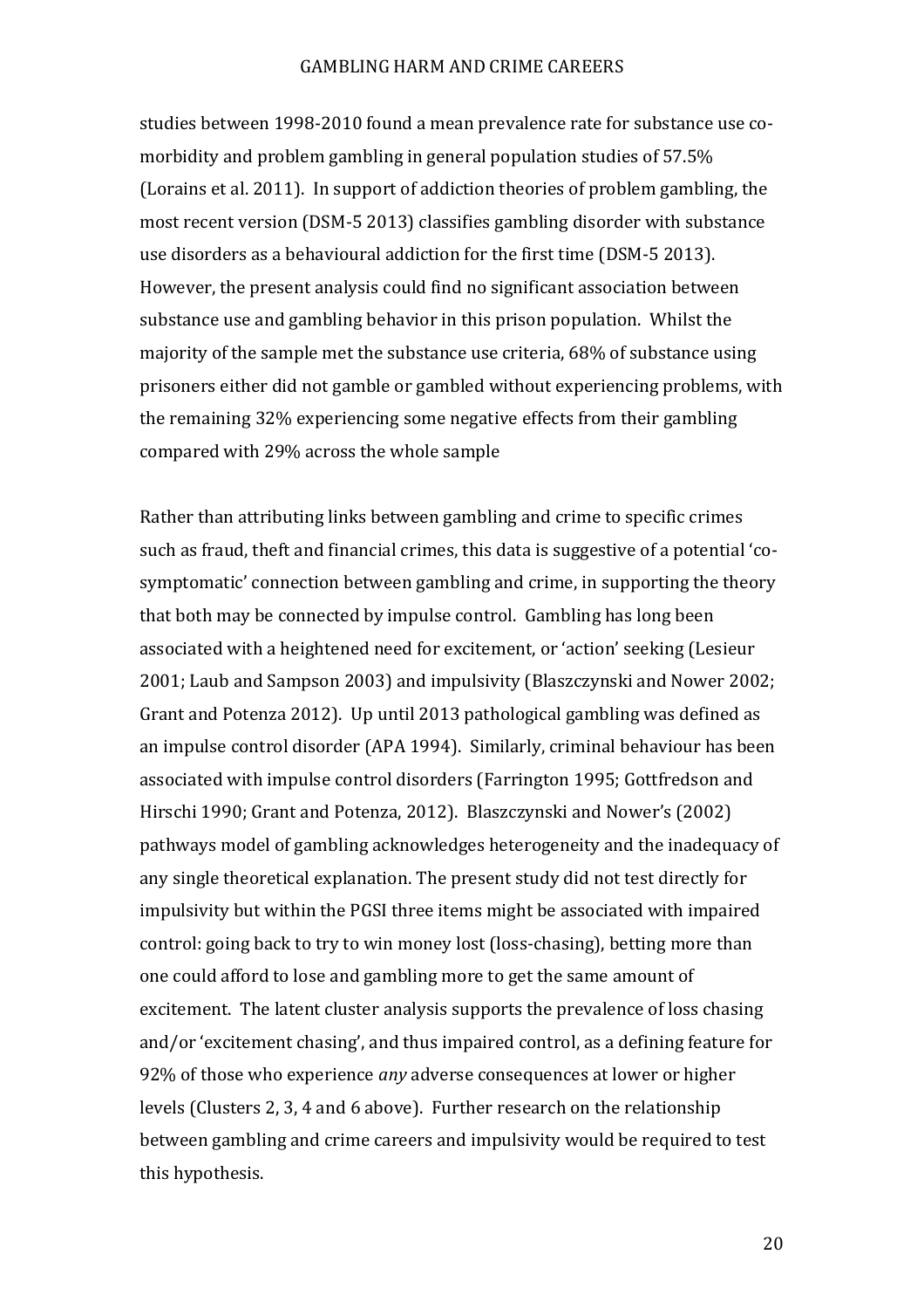studies between 1998-2010 found a mean prevalence rate for substance use co-morbidity and problem gambling in general population studies of 57.5% (Lorains et al. 2011). In support of addiction theories of problem gambling, the most recent version (DSM-5 2013) classifies gambling disorder with substance use disorders as a behavioural addiction for the first time (DSM-5 2013). However, the present analysis could find no significant association between substance use and gambling behavior in this prison population. Whilst the majority of the sample met the substance use criteria, 68% of substance using prisoners either did not gamble or gambled without experiencing problems, with the remaining 32% experiencing some negative effects from their gambling compared with 29% across the whole sample

Rather than attributing links between gambling and crime to specific crimes such as fraud, theft and financial crimes, this data is suggestive of a potential 'co-symptomatic' connection between gambling and crime, in supporting the theory that both may be connected by impulse control. Gambling has long been associated with a heightened need for excitement, or 'action' seeking (Lesieur 2001; Laub and Sampson 2003) and impulsivity (Blaszczynski and Nower 2002; Grant and Potenza 2012). Up until 2013 pathological gambling was defined as an impulse control disorder (APA 1994). Similarly, criminal behaviour has been associated with impulse control disorders (Farrington 1995; Gottfredson and Hirschi 1990; Grant and Potenza, 2012). Blaszczynski and Nower's (2002) pathways model of gambling acknowledges heterogeneity and the inadequacy of any single theoretical explanation. The present study did not test directly for impulsivity but within the PGSI three items might be associated with impaired control: going back to try to win money lost (loss-chasing), betting more than one could afford to lose and gambling more to get the same amount of excitement. The latent cluster analysis supports the prevalence of loss chasing and/or 'excitement chasing', and thus impaired control, as a defining feature for 92% of those who experience *any* adverse consequences at lower or higher levels (Clusters 2, 3, 4 and 6 above). Further research on the relationship between gambling and crime careers and impulsivity would be required to test this hypothesis.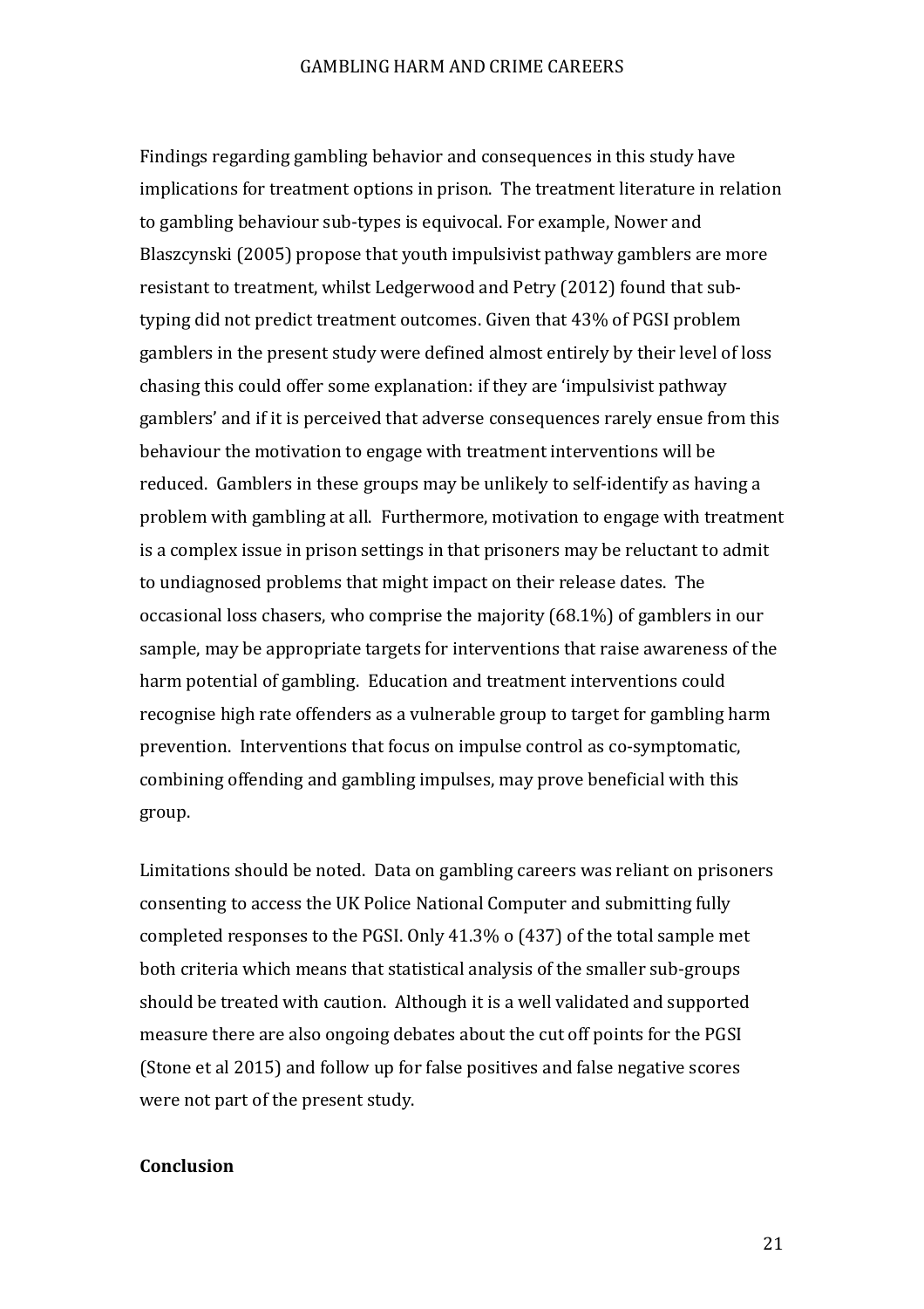Findings regarding gambling behavior and consequences in this study have implications for treatment options in prison. The treatment literature in relation to gambling behaviour sub-types is equivocal. For example, Nower and Blaszcynski (2005) propose that youth impulsivist pathway gamblers are more resistant to treatment, whilst Ledgerwood and Petry (2012) found that sub-typing did not predict treatment outcomes. Given that 43% of PGSI problem gamblers in the present study were defined almost entirely by their level of loss chasing this could offer some explanation: if they are 'impulsivist pathway gamblers' and if it is perceived that adverse consequences rarely ensue from this behaviour the motivation to engage with treatment interventions will be reduced. Gamblers in these groups may be unlikely to self-identify as having a problem with gambling at all. Furthermore, motivation to engage with treatment is a complex issue in prison settings in that prisoners may be reluctant to admit to undiagnosed problems that might impact on their release dates. The occasional loss chasers, who comprise the majority (68.1%) of gamblers in our sample, may be appropriate targets for interventions that raise awareness of the harm potential of gambling. Education and treatment interventions could recognise high rate offenders as a vulnerable group to target for gambling harm prevention. Interventions that focus on impulse control as co-symptomatic, combining offending and gambling impulses, may prove beneficial with this group.

Limitations should be noted. Data on gambling careers was reliant on prisoners consenting to access the UK Police National Computer and submitting fully completed responses to the PGSI. Only 41.3% o (437) of the total sample met both criteria which means that statistical analysis of the smaller sub-groups should be treated with caution. Although it is a well validated and supported measure there are also ongoing debates about the cut off points for the PGSI (Stone et al 2015) and follow up for false positives and false negative scores were not part of the present study.

**Conclusion**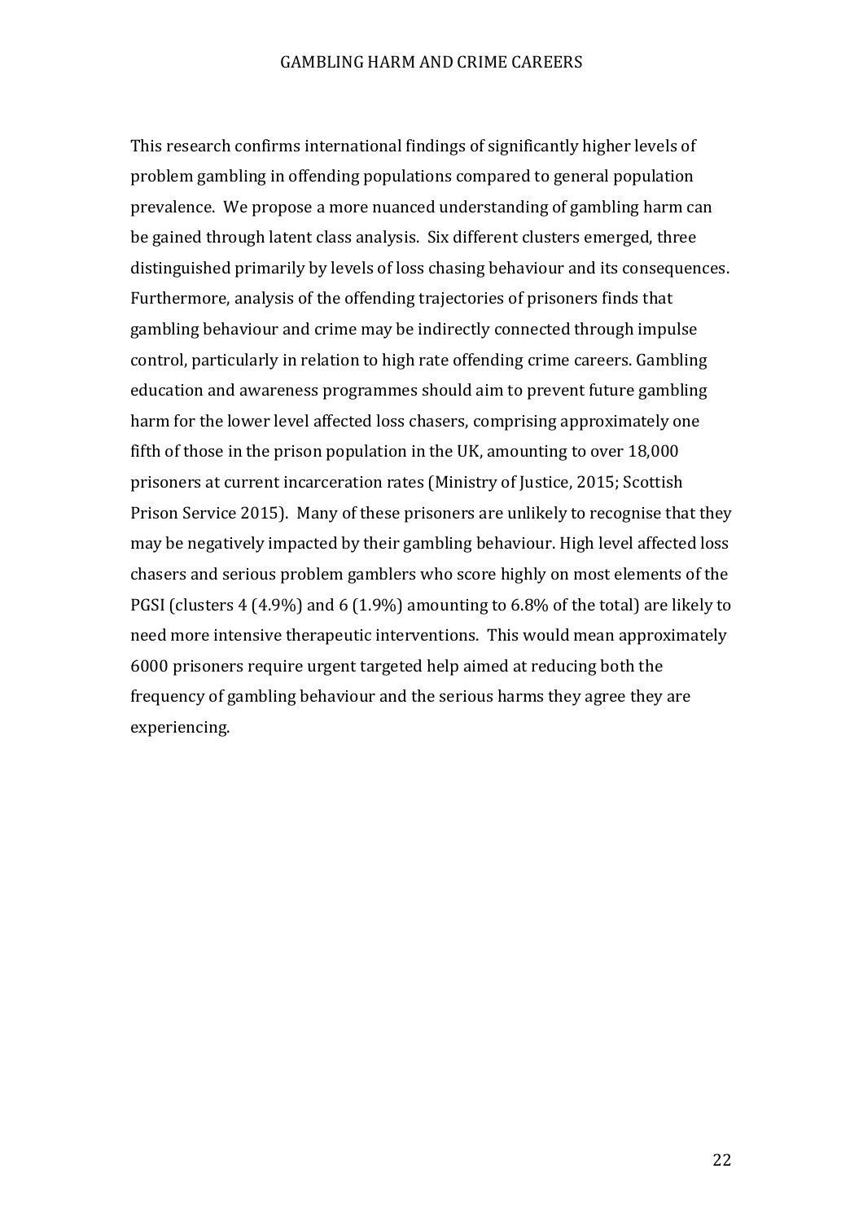This research confirms international findings of significantly higher levels of problem gambling in offending populations compared to general population prevalence. We propose a more nuanced understanding of gambling harm can be gained through latent class analysis. Six different clusters emerged, three distinguished primarily by levels of loss chasing behaviour and its consequences. Furthermore, analysis of the offending trajectories of prisoners finds that gambling behaviour and crime may be indirectly connected through impulse control, particularly in relation to high rate offending crime careers. Gambling education and awareness programmes should aim to prevent future gambling harm for the lower level affected loss chasers, comprising approximately one fifth of those in the prison population in the UK, amounting to over 18,000 prisoners at current incarceration rates (Ministry of Justice, 2015; Scottish Prison Service 2015). Many of these prisoners are unlikely to recognise that they may be negatively impacted by their gambling behaviour. High level affected loss chasers and serious problem gamblers who score highly on most elements of the PGSI (clusters 4 (4.9%) and 6 (1.9%) amounting to 6.8% of the total) are likely to need more intensive therapeutic interventions. This would mean approximately 6000 prisoners require urgent targeted help aimed at reducing both the frequency of gambling behaviour and the serious harms they agree they are experiencing.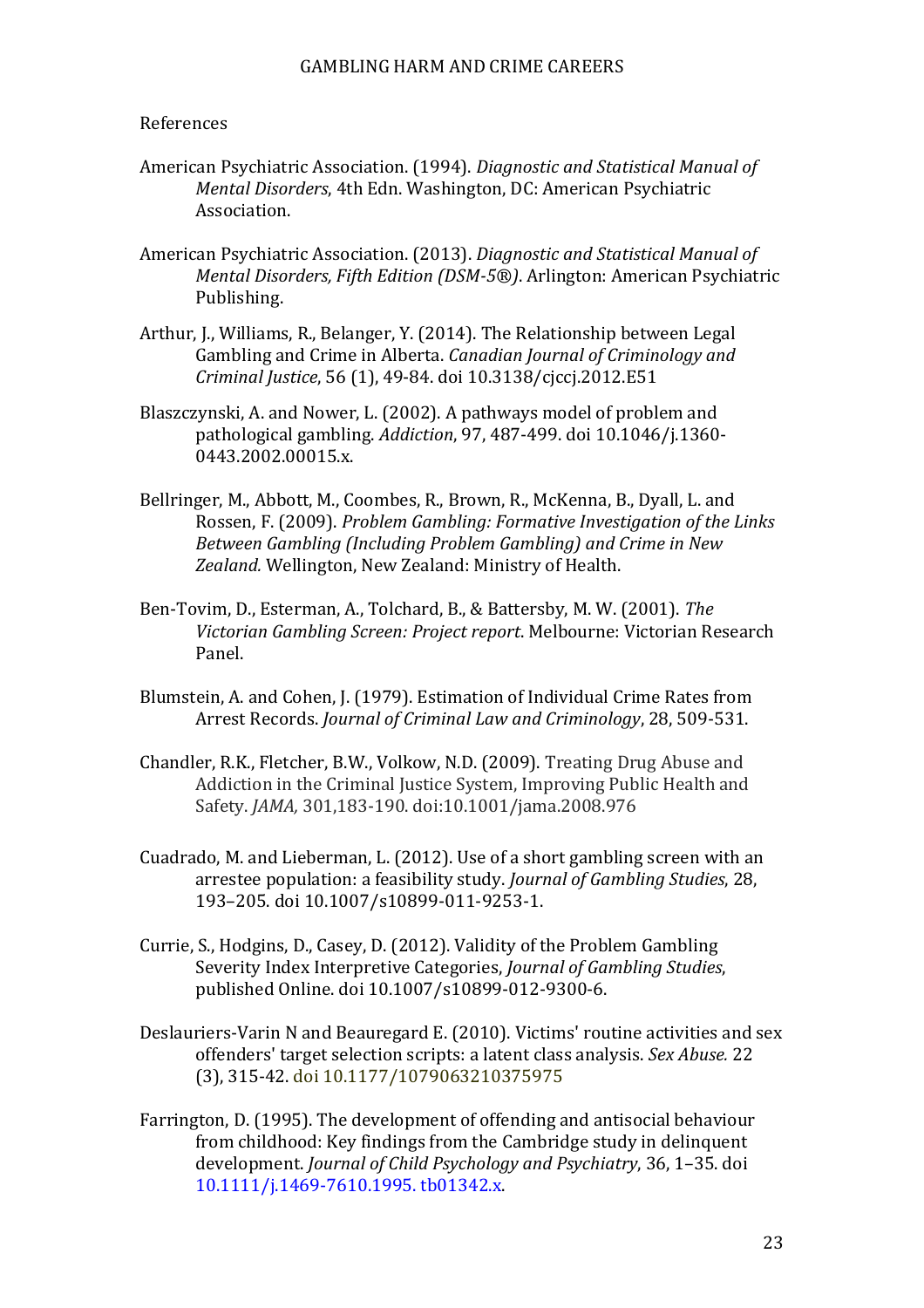References

American Psychiatric Association. (1994). *Diagnostic and Statistical Manual of Mental Disorders*, 4th Edn. Washington, DC: American Psychiatric Association.

American Psychiatric Association. (2013). *Diagnostic and Statistical Manual of Mental Disorders, Fifth Edition (DSM-5®)*. Arlington: American Psychiatric Publishing.

Arthur, J., Williams, R., Belanger, Y. (2014). The Relationship between Legal Gambling and Crime in Alberta. *Canadian Journal of Criminology and Criminal Justice*, 56 (1), 49-84. doi 10.3138/cjccj.2012.E51

Blaszczynski, A. and Nower, L. (2002). A pathways model of problem and pathological gambling. *Addiction*, 97, 487-499. doi 10.1046/j.1360-0443.2002.00015.x.

Bellringer, M., Abbott, M., Coombes, R., Brown, R., McKenna, B., Dyall, L. and Rossen, F. (2009). *Problem Gambling: Formative Investigation of the Links Between Gambling (Including Problem Gambling) and Crime in New Zealand.* Wellington, New Zealand: Ministry of Health.

Ben-Tovim, D., Esterman, A., Tolchard, B., & Battersby, M. W. (2001). *The Victorian Gambling Screen: Project report*. Melbourne: Victorian Research Panel.

Blumstein, A. and Cohen, J. (1979). Estimation of Individual Crime Rates from Arrest Records. *Journal of Criminal Law and Criminology*, 28, 509-531.

Chandler, R.K., Fletcher, B.W., Volkow, N.D. (2009). Treating Drug Abuse and Addiction in the Criminal Justice System, Improving Public Health and Safety. *JAMA,* 301,183-190. doi:10.1001/jama.2008.976

Cuadrado, M. and Lieberman, L. (2012). Use of a short gambling screen with an arrestee population: a feasibility study. *Journal of Gambling Studies*, 28, 193–205. doi 10.1007/s10899-011-9253-1.

Currie, S., Hodgins, D., Casey, D. (2012). Validity of the Problem Gambling Severity Index Interpretive Categories, *Journal of Gambling Studies*, published Online. doi 10.1007/s10899-012-9300-6.

Deslauriers-Varin N and Beauregard E. (2010). Victims' routine activities and sex offenders' target selection scripts: a latent class analysis. *Sex Abuse.* 22 (3), 315-42. doi 10.1177/1079063210375975

Farrington, D. (1995). The development of offending and antisocial behaviour from childhood: Key findings from the Cambridge study in delinquent development. *Journal of Child Psychology and Psychiatry*, 36, 1–35. doi 10.1111/j.1469-7610.1995. tb01342.x.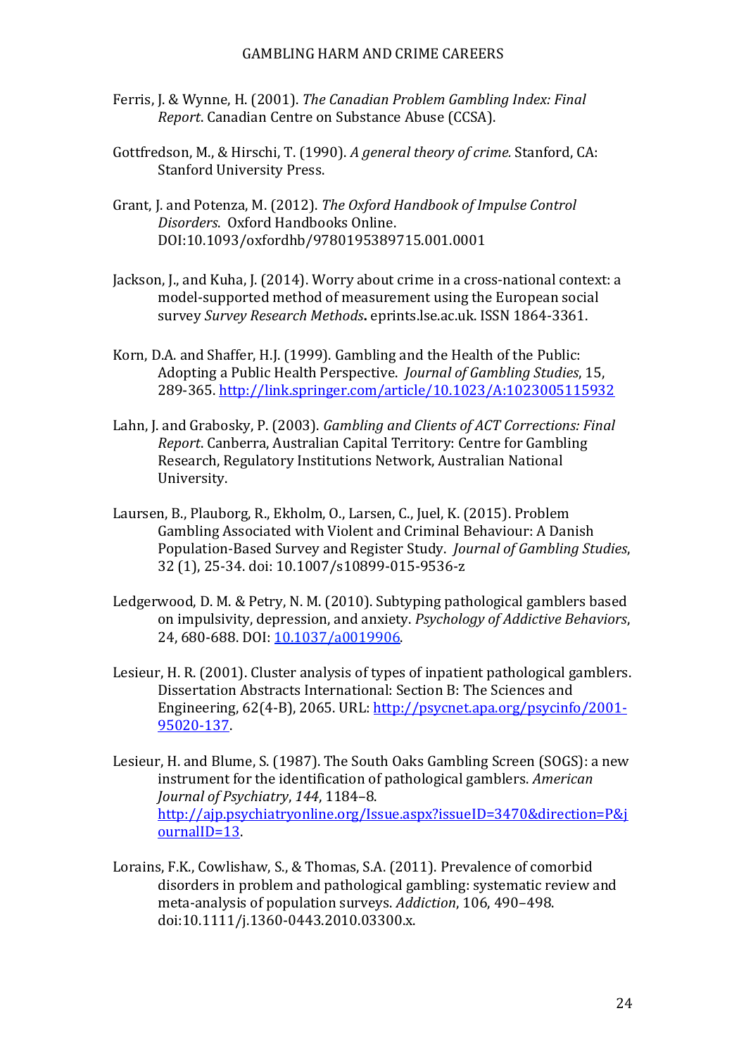Ferris, J. & Wynne, H. (2001). *The Canadian Problem Gambling Index: Final Report*. Canadian Centre on Substance Abuse (CCSA).

Gottfredson, M., & Hirschi, T. (1990). *A general theory of crime.* Stanford, CA: Stanford University Press.

Grant, J. and Potenza, M. (2012). *The Oxford Handbook of Impulse Control Disorders*. Oxford Handbooks Online. DOI:10.1093/oxfordhb/9780195389715.001.0001

Jackson, J., and Kuha, J. (2014). Worry about crime in a cross-national context: a model-supported method of measurement using the European social survey *Survey Research Methods***.** eprints.lse.ac.uk. ISSN 1864-3361.

Korn, D.A. and Shaffer, H.J. (1999). Gambling and the Health of the Public: Adopting a Public Health Perspective. *Journal of Gambling Studies*, 15, 289-365. http://link.springer.com/article/10.1023/A:1023005115932

Lahn, J. and Grabosky, P. (2003). *Gambling and Clients of ACT Corrections: Final Report*. Canberra, Australian Capital Territory: Centre for Gambling Research, Regulatory Institutions Network, Australian National University.

Laursen, B., Plauborg, R., Ekholm, O., Larsen, C., Juel, K. (2015). Problem Gambling Associated with Violent and Criminal Behaviour: A Danish Population-Based Survey and Register Study. *Journal of Gambling Studies*, 32 (1), 25-34. doi: 10.1007/s10899-015-9536-z

Ledgerwood, D. M. & Petry, N. M. (2010). Subtyping pathological gamblers based on impulsivity, depression, and anxiety. *Psychology of Addictive Behaviors*, 24, 680-688. DOI: 10.1037/a0019906.

Lesieur, H. R. (2001). Cluster analysis of types of inpatient pathological gamblers. Dissertation Abstracts International: Section B: The Sciences and Engineering, 62(4-B), 2065. URL: http://psycnet.apa.org/psycinfo/2001-95020-137.

Lesieur, H. and Blume, S. (1987). The South Oaks Gambling Screen (SOGS): a new instrument for the identification of pathological gamblers. *American Journal of Psychiatry*, *144*, 1184–8. http://ajp.psychiatryonline.org/Issue.aspx?issueID=3470&direction=P&journalID=13.

Lorains, F.K., Cowlishaw, S., & Thomas, S.A. (2011). Prevalence of comorbid disorders in problem and pathological gambling: systematic review and meta-analysis of population surveys. *Addiction*, 106, 490–498. doi:10.1111/j.1360-0443.2010.03300.x.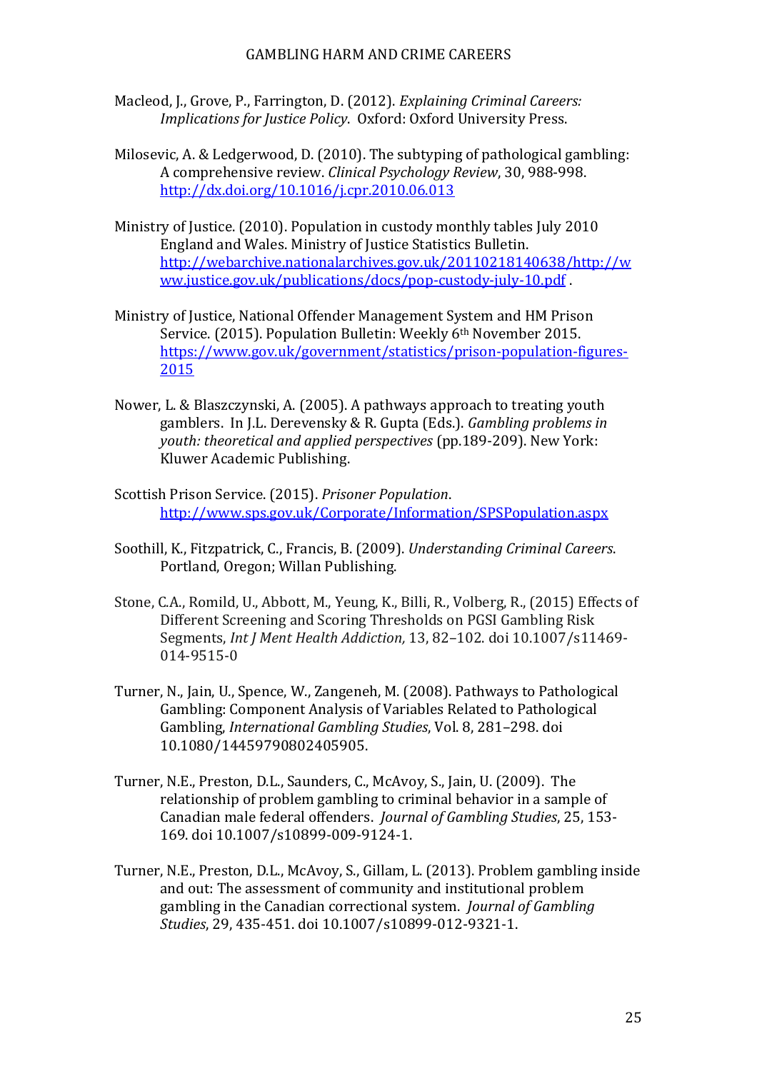Macleod, J., Grove, P., Farrington, D. (2012). *Explaining Criminal Careers: Implications for Justice Policy*. Oxford: Oxford University Press.

Milosevic, A. & Ledgerwood, D. (2010). The subtyping of pathological gambling: A comprehensive review. *Clinical Psychology Review*, 30, 988-998. http://dx.doi.org/10.1016/j.cpr.2010.06.013

Ministry of Justice. (2010). Population in custody monthly tables July 2010 England and Wales. Ministry of Justice Statistics Bulletin. http://webarchive.nationalarchives.gov.uk/20110218140638/http://www.justice.gov.uk/publications/docs/pop-custody-july-10.pdf .

Ministry of Justice, National Offender Management System and HM Prison Service. (2015). Population Bulletin: Weekly 6th November 2015. https://www.gov.uk/government/statistics/prison-population-figures-2015

Nower, L. & Blaszczynski, A. (2005). A pathways approach to treating youth gamblers. In J.L. Derevensky & R. Gupta (Eds.). *Gambling problems in youth: theoretical and applied perspectives* (pp.189-209). New York: Kluwer Academic Publishing.

Scottish Prison Service. (2015). *Prisoner Population*. http://www.sps.gov.uk/Corporate/Information/SPSPopulation.aspx

Soothill, K., Fitzpatrick, C., Francis, B. (2009). *Understanding Criminal Careers*. Portland, Oregon; Willan Publishing.

Stone, C.A., Romild, U., Abbott, M., Yeung, K., Billi, R., Volberg, R., (2015) Effects of Different Screening and Scoring Thresholds on PGSI Gambling Risk Segments, *Int J Ment Health Addiction,* 13, 82–102. doi 10.1007/s11469-014-9515-0

Turner, N., Jain, U., Spence, W., Zangeneh, M. (2008). Pathways to Pathological Gambling: Component Analysis of Variables Related to Pathological Gambling, *International Gambling Studies*, Vol. 8, 281–298. doi 10.1080/14459790802405905.

Turner, N.E., Preston, D.L., Saunders, C., McAvoy, S., Jain, U. (2009). The relationship of problem gambling to criminal behavior in a sample of Canadian male federal offenders. *Journal of Gambling Studies*, 25, 153-169. doi 10.1007/s10899-009-9124-1.

Turner, N.E., Preston, D.L., McAvoy, S., Gillam, L. (2013). Problem gambling inside and out: The assessment of community and institutional problem gambling in the Canadian correctional system. *Journal of Gambling Studies*, 29, 435-451. doi 10.1007/s10899-012-9321-1.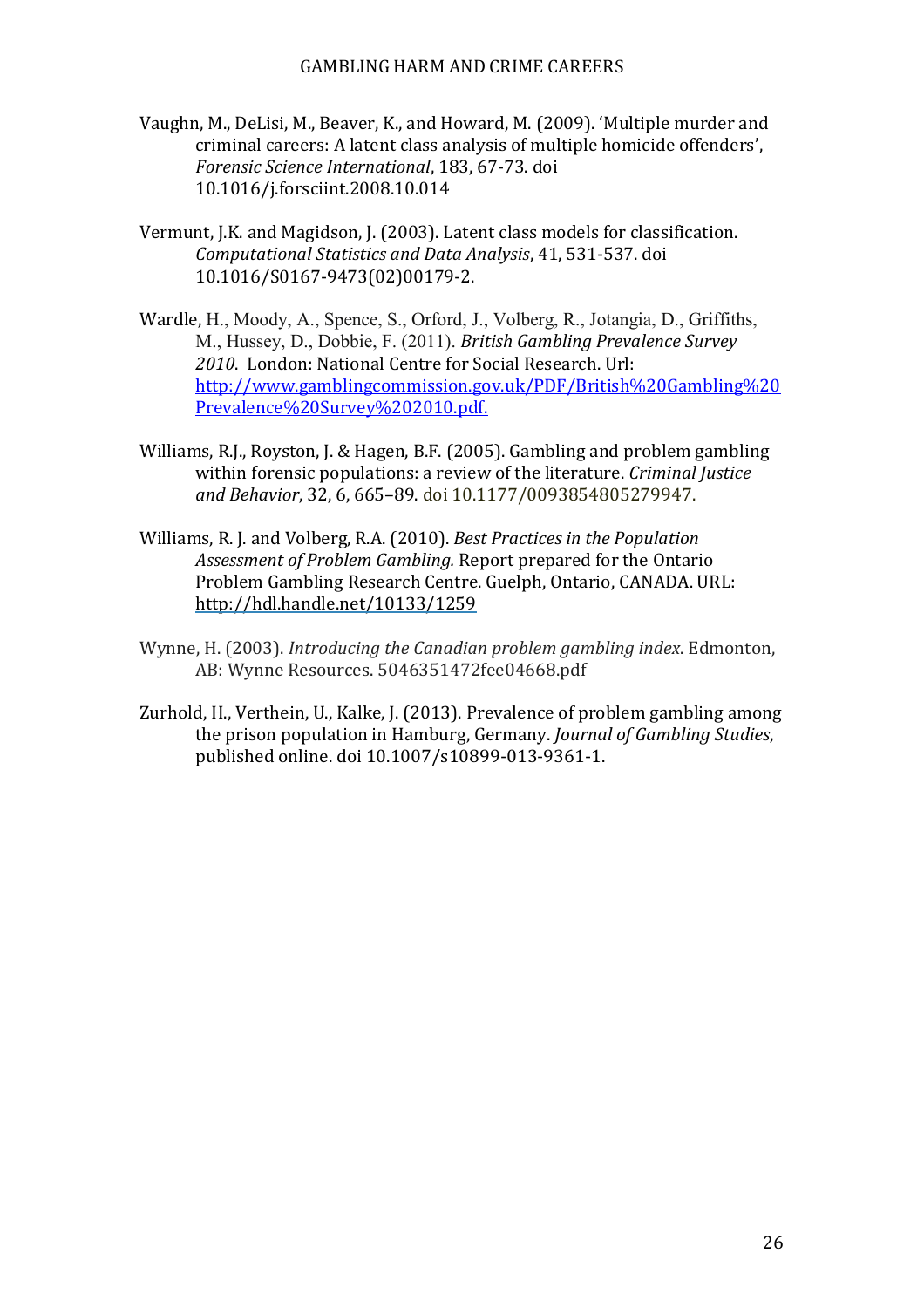Vaughn, M., DeLisi, M., Beaver, K., and Howard, M. (2009). 'Multiple murder and criminal careers: A latent class analysis of multiple homicide offenders', *Forensic Science International*, 183, 67-73. doi 10.1016/j.forsciint.2008.10.014

Vermunt, J.K. and Magidson, J. (2003). Latent class models for classification. *Computational Statistics and Data Analysis*, 41, 531-537. doi 10.1016/S0167-9473(02)00179-2.

Wardle, H., Moody, A., Spence, S., Orford, J., Volberg, R., Jotangia, D., Griffiths, M., Hussey, D., Dobbie, F. (2011). *British Gambling Prevalence Survey 2010*. London: National Centre for Social Research. Url: [http://www.gamblingcommission.gov.uk/PDF/British%20Gambling%20Prevalence%20Survey%202010.pdf.](http://www.gamblingcommission.gov.uk/PDF/British%20Gambling%20Prevalence%20Survey%202010.pdf)

Williams, R.J., Royston, J. & Hagen, B.F. (2005). Gambling and problem gambling within forensic populations: a review of the literature. *Criminal Justice and Behavior*, 32, 6, 665–89. doi 10.1177/0093854805279947.

Williams, R. J. and Volberg, R.A. (2010). *Best Practices in the Population Assessment of Problem Gambling.* Report prepared for the Ontario Problem Gambling Research Centre. Guelph, Ontario, CANADA. URL: [http://hdl.handle.net/10133/1259](http://hdl.handle.net/10133/1259)

Wynne, H. (2003). *Introducing the Canadian problem gambling index*. Edmonton, AB: Wynne Resources. 5046351472fee04668.pdf

Zurhold, H., Verthein, U., Kalke, J. (2013). Prevalence of problem gambling among the prison population in Hamburg, Germany. *Journal of Gambling Studies*, published online. doi 10.1007/s10899-013-9361-1.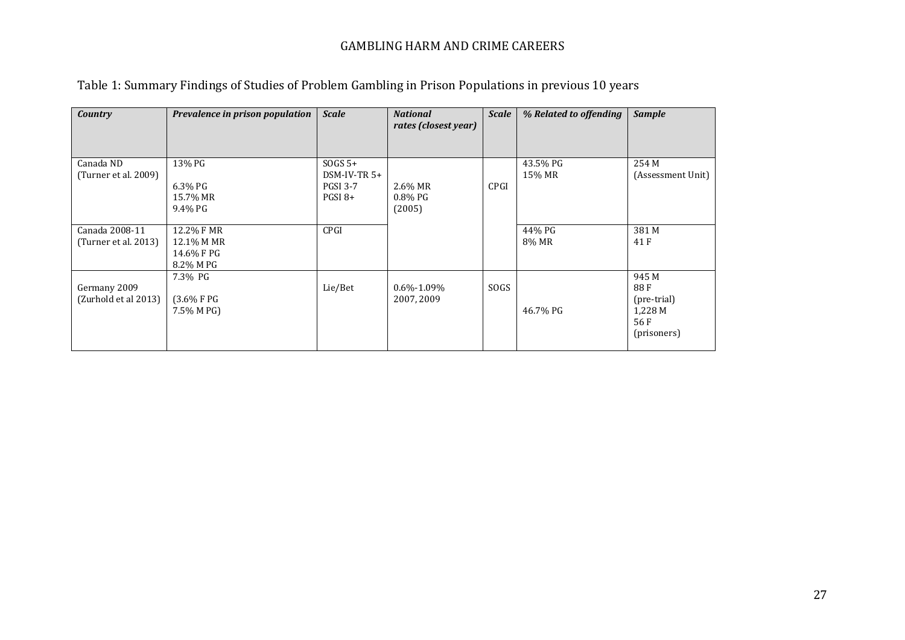Table 1: Summary Findings of Studies of Problem Gambling in Prison Populations in previous 10 years

| *Country* | *Prevalence in prison population* | *Scale* | *National rates (closest year)* | *Scale* | *% Related to offending* | *Sample* |
|---|---|---|---|---|---|---|
| Canada ND (Turner et al. 2009) | 13% PG<br><br>6.3% PG<br>15.7% MR<br>9.4% PG | SOGS 5+<br>DSM-IV-TR 5+<br>PGSI 3-7<br>PGSI 8+ | 2.6% MR<br>0.8% PG<br>(2005) | CPGI | 43.5% PG<br>15% MR | 254 M<br>(Assessment Unit) |
| Canada 2008-11 (Turner et al. 2013) | 12.2% F MR<br>12.1% M MR<br>14.6% F PG<br>8.2% M PG | CPGI | | | 44% PG<br>8% MR | 381 M<br>41 F |
| Germany 2009 (Zurhold et al 2013) | 7.3% PG<br><br>(3.6% F PG<br>7.5% M PG) | Lie/Bet | 0.6%-1.09%<br>2007, 2009 | SOGS | 46.7% PG | 945 M<br>88 F<br>(pre-trial)<br>1,228 M<br>56 F<br>(prisoners) |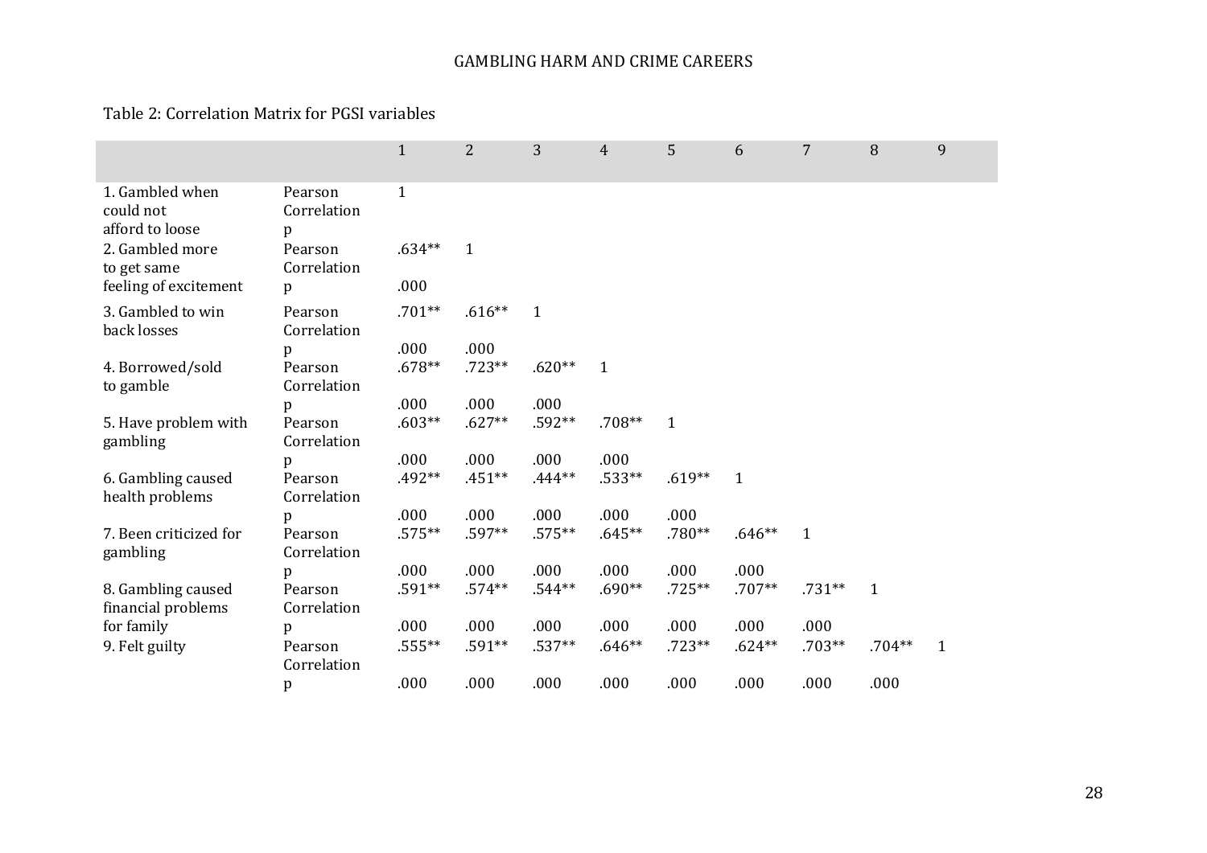Table 2: Correlation Matrix for PGSI variables

| | | 1 | 2 | 3 | 4 | 5 | 6 | 7 | 8 | 9 |
|---|---|---|---|---|---|---|---|---|---|---|
| 1. Gambled when could not afford to loose | Pearson Correlation | 1 | | | | | | | | |
| | p | | | | | | | | | |
| 2. Gambled more to get same feeling of excitement | Pearson Correlation | .634** | 1 | | | | | | | |
| | p | .000 | | | | | | | | |
| 3. Gambled to win back losses | Pearson Correlation | .701** | .616** | 1 | | | | | | |
| | p | .000 | .000 | | | | | | | |
| 4. Borrowed/sold to gamble | Pearson Correlation | .678** | .723** | .620** | 1 | | | | | |
| | p | .000 | .000 | .000 | | | | | | |
| 5. Have problem with gambling | Pearson Correlation | .603** | .627** | .592** | .708** | 1 | | | | |
| | p | .000 | .000 | .000 | .000 | | | | | |
| 6. Gambling caused health problems | Pearson Correlation | .492** | .451** | .444** | .533** | .619** | 1 | | | |
| | p | .000 | .000 | .000 | .000 | .000 | | | | |
| 7. Been criticized for gambling | Pearson Correlation | .575** | .597** | .575** | .645** | .780** | .646** | 1 | | |
| | p | .000 | .000 | .000 | .000 | .000 | .000 | | | |
| 8. Gambling caused financial problems for family | Pearson Correlation | .591** | .574** | .544** | .690** | .725** | .707** | .731** | 1 | |
| | p | .000 | .000 | .000 | .000 | .000 | .000 | .000 | | |
| 9. Felt guilty | Pearson Correlation | .555** | .591** | .537** | .646** | .723** | .624** | .703** | .704** | 1 |
| | p | .000 | .000 | .000 | .000 | .000 | .000 | .000 | .000 | |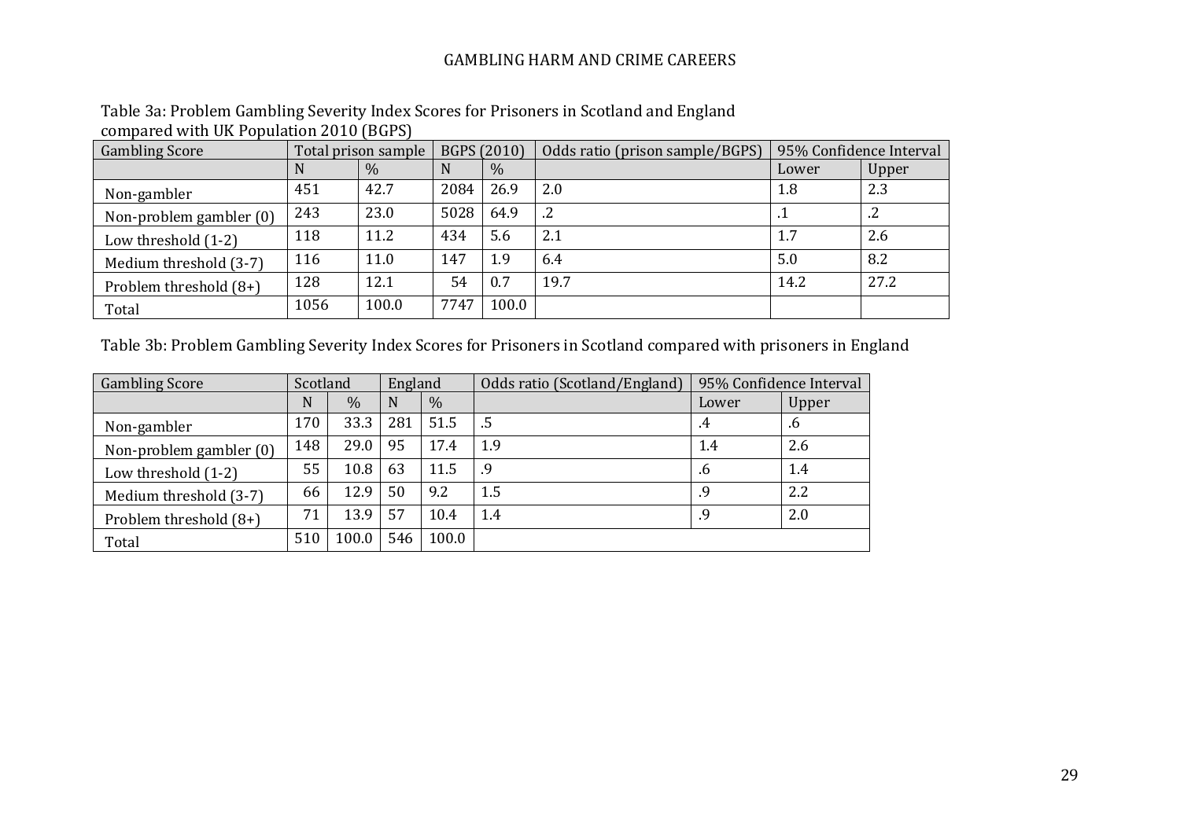Table 3a: Problem Gambling Severity Index Scores for Prisoners in Scotland and England compared with UK Population 2010 (BGPS)

| Gambling Score | Total prison sample | | BGPS (2010) | | Odds ratio (prison sample/BGPS) | 95% Confidence Interval | |
|---|---|---|---|---|---|---|---|
| | N | % | N | % | | Lower | Upper |
| Non-gambler | 451 | 42.7 | 2084 | 26.9 | 2.0 | 1.8 | 2.3 |
| Non-problem gambler (0) | 243 | 23.0 | 5028 | 64.9 | .2 | .1 | .2 |
| Low threshold (1-2) | 118 | 11.2 | 434 | 5.6 | 2.1 | 1.7 | 2.6 |
| Medium threshold (3-7) | 116 | 11.0 | 147 | 1.9 | 6.4 | 5.0 | 8.2 |
| Problem threshold (8+) | 128 | 12.1 | 54 | 0.7 | 19.7 | 14.2 | 27.2 |
| Total | 1056 | 100.0 | 7747 | 100.0 | | | |

Table 3b: Problem Gambling Severity Index Scores for Prisoners in Scotland compared with prisoners in England

| Gambling Score | Scotland | | England | | Odds ratio (Scotland/England) | 95% Confidence Interval | |
|---|---|---|---|---|---|---|---|
| | N | % | N | % | | Lower | Upper |
| Non-gambler | 170 | 33.3 | 281 | 51.5 | .5 | .4 | .6 |
| Non-problem gambler (0) | 148 | 29.0 | 95 | 17.4 | 1.9 | 1.4 | 2.6 |
| Low threshold (1-2) | 55 | 10.8 | 63 | 11.5 | .9 | .6 | 1.4 |
| Medium threshold (3-7) | 66 | 12.9 | 50 | 9.2 | 1.5 | .9 | 2.2 |
| Problem threshold (8+) | 71 | 13.9 | 57 | 10.4 | 1.4 | .9 | 2.0 |
| Total | 510 | 100.0 | 546 | 100.0 | | | |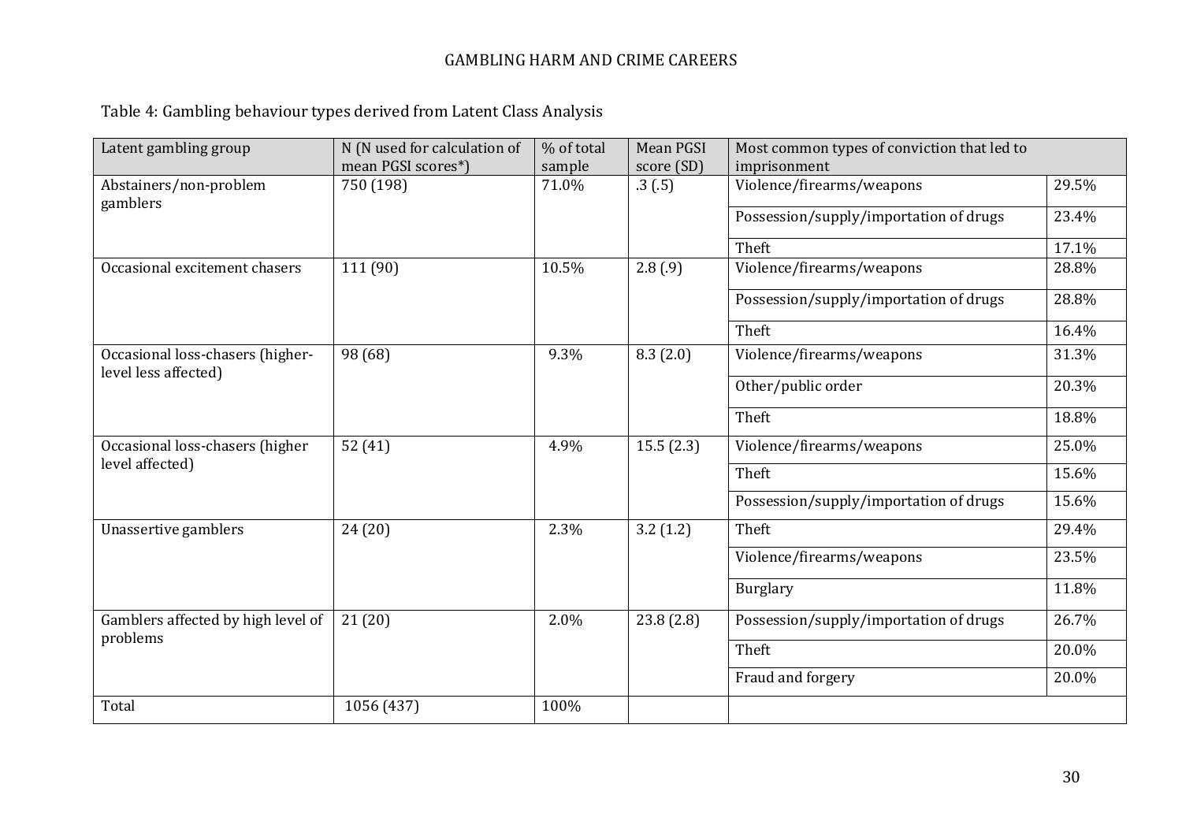Table 4: Gambling behaviour types derived from Latent Class Analysis

| Latent gambling group | N (N used for calculation of mean PGSI scores*) | % of total sample | Mean PGSI score (SD) | Most common types of conviction that led to imprisonment | |
|---|---|---|---|---|---|
| Abstainers/non-problem gamblers | 750 (198) | 71.0% | .3 (.5) | Violence/firearms/weapons | 29.5% |
| | | | | Possession/supply/importation of drugs | 23.4% |
| | | | | Theft | 17.1% |
| Occasional excitement chasers | 111 (90) | 10.5% | 2.8 (.9) | Violence/firearms/weapons | 28.8% |
| | | | | Possession/supply/importation of drugs | 28.8% |
| | | | | Theft | 16.4% |
| Occasional loss-chasers (higher-level less affected) | 98 (68) | 9.3% | 8.3 (2.0) | Violence/firearms/weapons | 31.3% |
| | | | | Other/public order | 20.3% |
| | | | | Theft | 18.8% |
| Occasional loss-chasers (higher level affected) | 52 (41) | 4.9% | 15.5 (2.3) | Violence/firearms/weapons | 25.0% |
| | | | | Theft | 15.6% |
| | | | | Possession/supply/importation of drugs | 15.6% |
| Unassertive gamblers | 24 (20) | 2.3% | 3.2 (1.2) | Theft | 29.4% |
| | | | | Violence/firearms/weapons | 23.5% |
| | | | | Burglary | 11.8% |
| Gamblers affected by high level of problems | 21 (20) | 2.0% | 23.8 (2.8) | Possession/supply/importation of drugs | 26.7% |
| | | | | Theft | 20.0% |
| | | | | Fraud and forgery | 20.0% |
| Total | 1056 (437) | 100% | | | |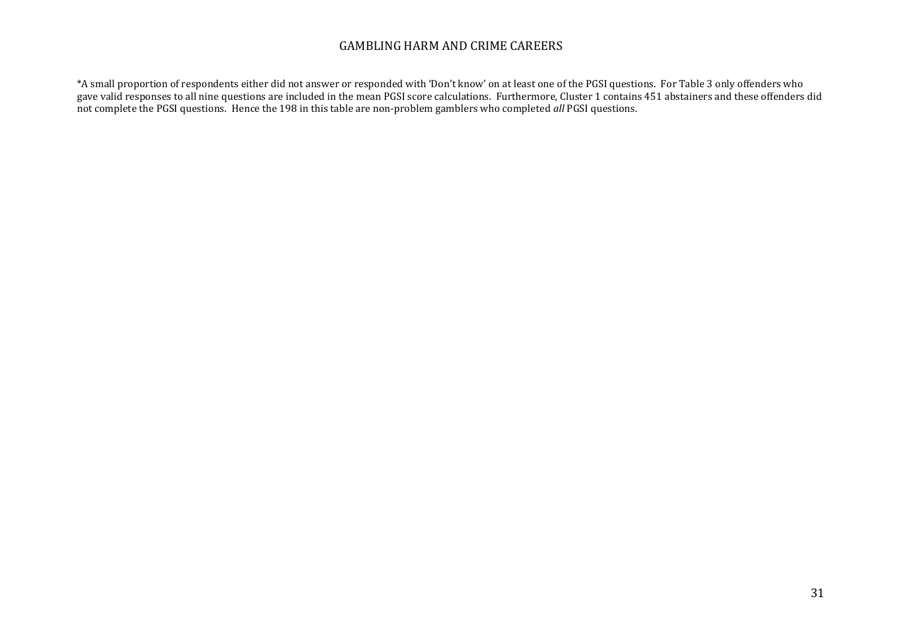*A small proportion of respondents either did not answer or responded with 'Don't know' on at least one of the PGSI questions. For Table 3 only offenders who gave valid responses to all nine questions are included in the mean PGSI score calculations. Furthermore, Cluster 1 contains 451 abstainers and these offenders did not complete the PGSI questions. Hence the 198 in this table are non-problem gamblers who completed *all* PGSI questions.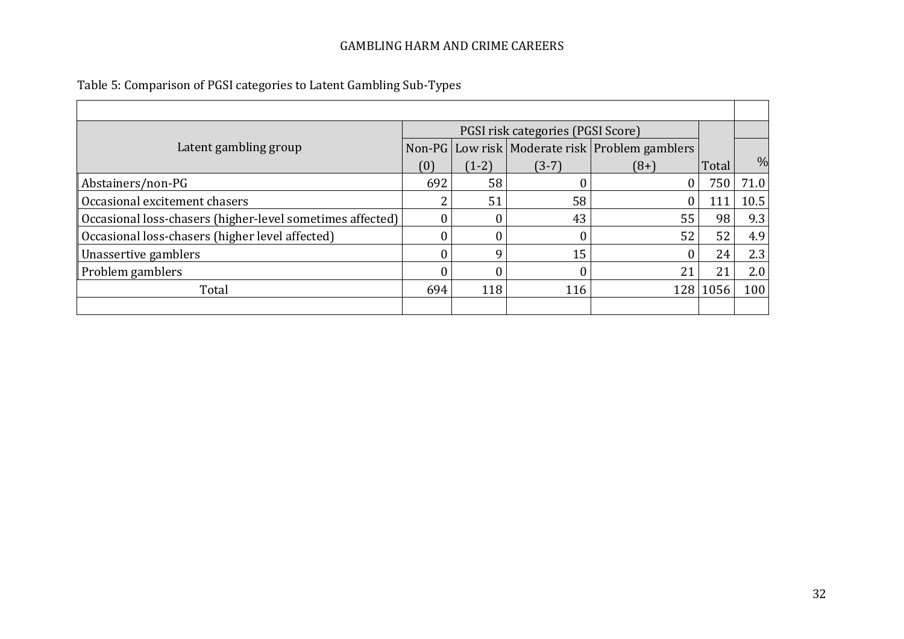Table 5: Comparison of PGSI categories to Latent Gambling Sub-Types

| Latent gambling group | PGSI risk categories (PGSI Score) | | | | | |
|---|---|---|---|---|---|---|
| | Non-PG (0) | Low risk (1-2) | Moderate risk (3-7) | Problem gamblers (8+) | Total | % |
| Abstainers/non-PG | 692 | 58 | 0 | 0 | 750 | 71.0 |
| Occasional excitement chasers | 2 | 51 | 58 | 0 | 111 | 10.5 |
| Occasional loss-chasers (higher-level sometimes affected) | 0 | 0 | 43 | 55 | 98 | 9.3 |
| Occasional loss-chasers (higher level affected) | 0 | 0 | 0 | 52 | 52 | 4.9 |
| Unassertive gamblers | 0 | 9 | 15 | 0 | 24 | 2.3 |
| Problem gamblers | 0 | 0 | 0 | 21 | 21 | 2.0 |
| Total | 694 | 118 | 116 | 128 | 1056 | 100 |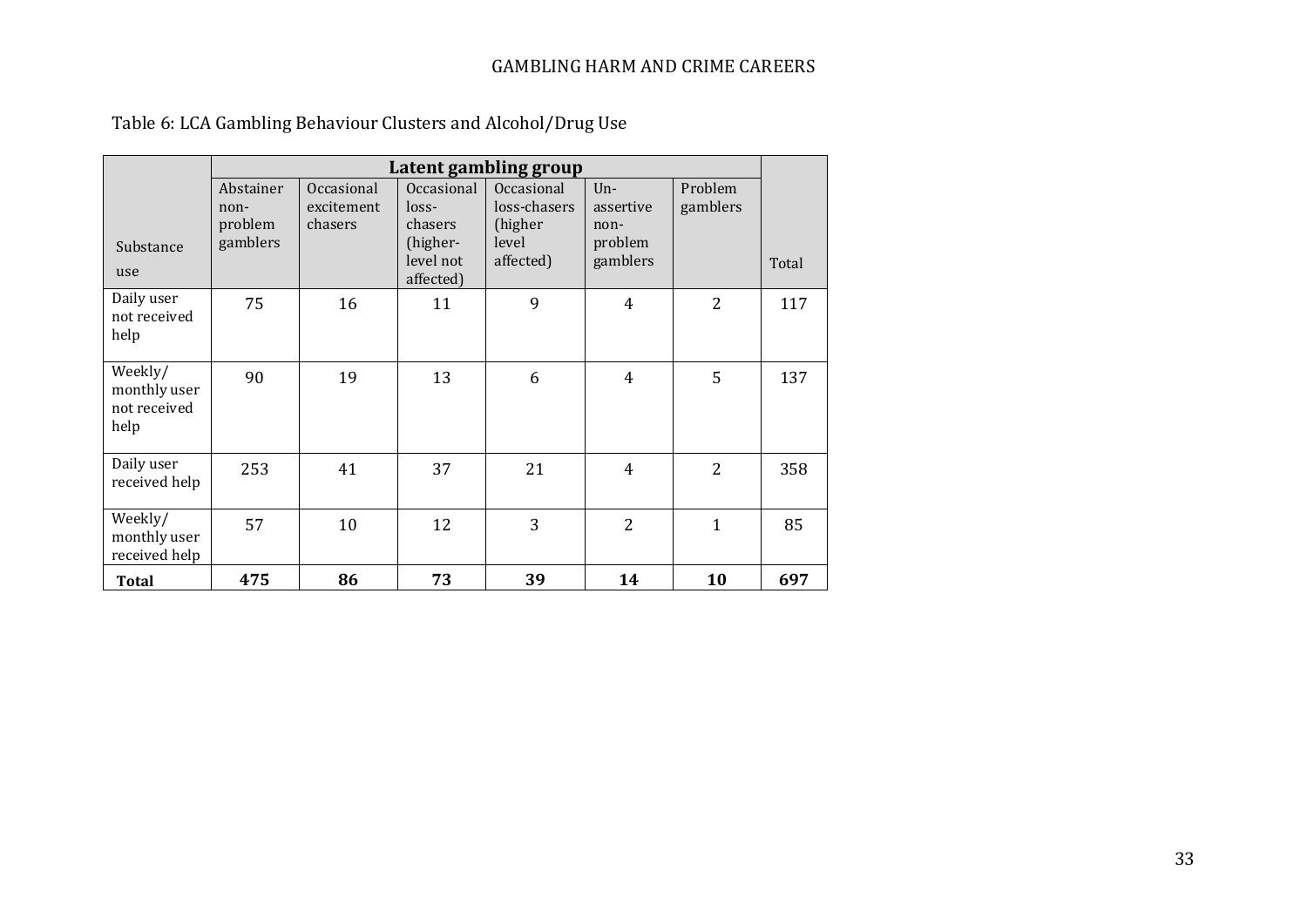Table 6: LCA Gambling Behaviour Clusters and Alcohol/Drug Use

| Substance use | Latent gambling group | | | | | | Total |
|---|---|---|---|---|---|---|---|
| | Abstainer non-problem gamblers | Occasional excitement chasers | Occasional loss-chasers (higher-level not affected) | Occasional loss-chasers (higher level affected) | Un-assertive non-problem gamblers | Problem gamblers | |
| Daily user not received help | 75 | 16 | 11 | 9 | 4 | 2 | 117 |
| Weekly/ monthly user not received help | 90 | 19 | 13 | 6 | 4 | 5 | 137 |
| Daily user received help | 253 | 41 | 37 | 21 | 4 | 2 | 358 |
| Weekly/ monthly user received help | 57 | 10 | 12 | 3 | 2 | 1 | 85 |
| **Total** | **475** | **86** | **73** | **39** | **14** | **10** | **697** |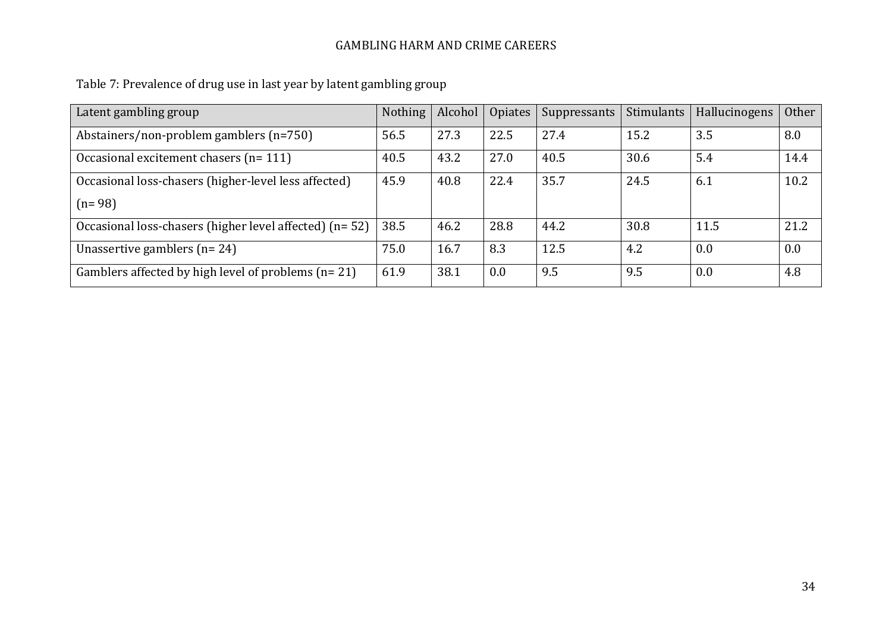Table 7: Prevalence of drug use in last year by latent gambling group

| Latent gambling group | Nothing | Alcohol | Opiates | Suppressants | Stimulants | Hallucinogens | Other |
|---|---|---|---|---|---|---|---|
| Abstainers/non-problem gamblers (n=750) | 56.5 | 27.3 | 22.5 | 27.4 | 15.2 | 3.5 | 8.0 |
| Occasional excitement chasers (n= 111) | 40.5 | 43.2 | 27.0 | 40.5 | 30.6 | 5.4 | 14.4 |
| Occasional loss-chasers (higher-level less affected) (n= 98) | 45.9 | 40.8 | 22.4 | 35.7 | 24.5 | 6.1 | 10.2 |
| Occasional loss-chasers (higher level affected) (n= 52) | 38.5 | 46.2 | 28.8 | 44.2 | 30.8 | 11.5 | 21.2 |
| Unassertive gamblers (n= 24) | 75.0 | 16.7 | 8.3 | 12.5 | 4.2 | 0.0 | 0.0 |
| Gamblers affected by high level of problems (n= 21) | 61.9 | 38.1 | 0.0 | 9.5 | 9.5 | 0.0 | 4.8 |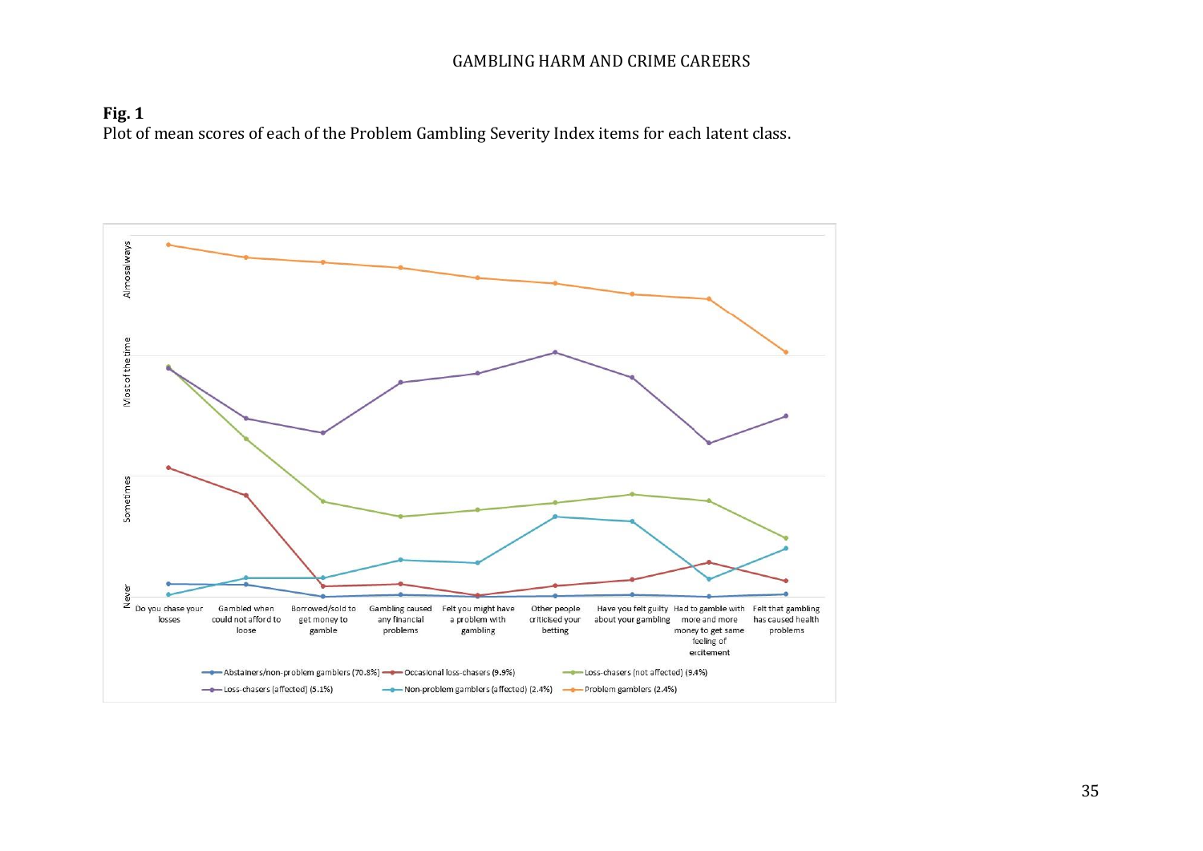**Fig. 1**

Plot of mean scores of each of the Problem Gambling Severity Index items for each latent class.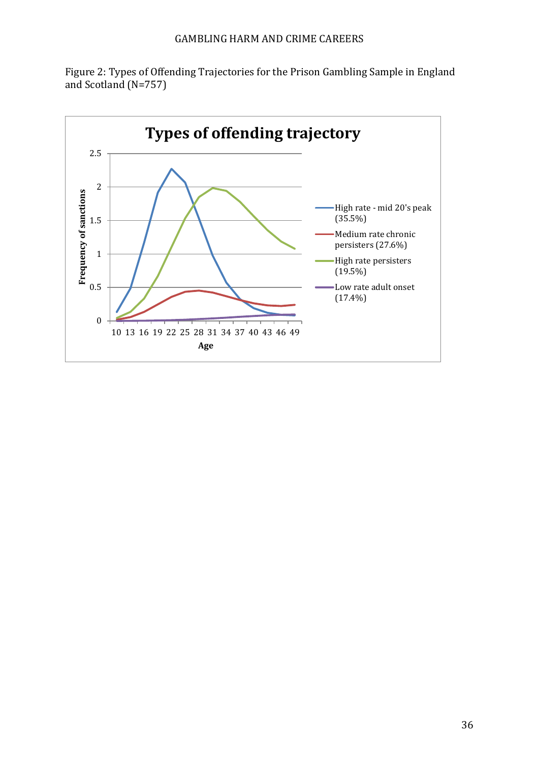Figure 2: Types of Offending Trajectories for the Prison Gambling Sample in England and Scotland (N=757)

Types of offending trajectory

Frequency of sanctions

2.5
2
1.5
1
0.5
0

10 13 16 19 22 25 28 31 34 37 40 43 46 49

Age

High rate - mid 20's peak (35.5%)

Medium rate chronic persisters (27.6%)

High rate persisters (19.5%)

Low rate adult onset (17.4%)